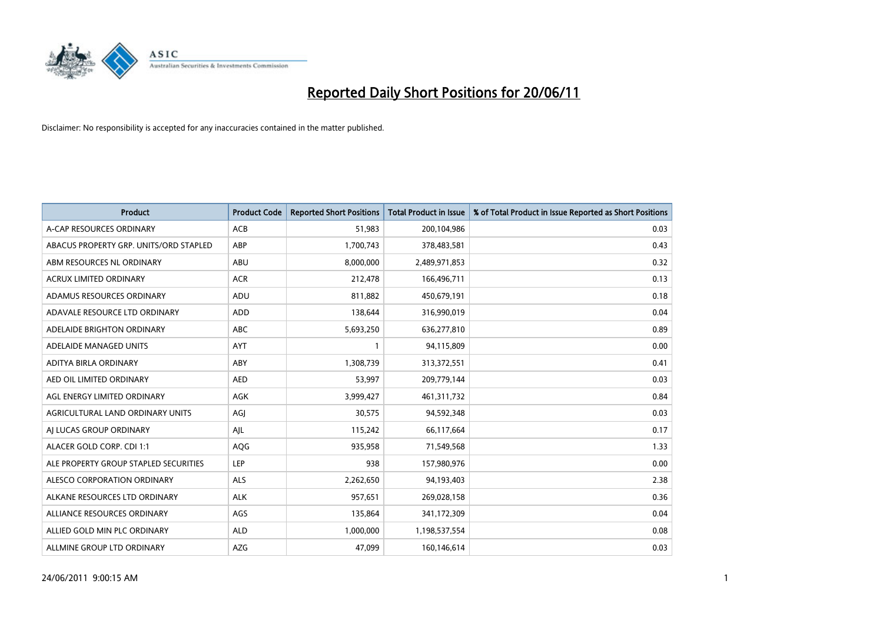# Reported Daily Short Positions for 20/06/11

Disclaimer: No responsibility is accepted for any inaccuracies contained in the matter published.

| Product | Product Code | Reported Short Positions | Total Product in Issue | % of Total Product in Issue Reported as Short Positions |
|---|---|---|---|---|
| A-CAP RESOURCES ORDINARY | ACB | 51,983 | 200,104,986 | 0.03 |
| ABACUS PROPERTY GRP. UNITS/ORD STAPLED | ABP | 1,700,743 | 378,483,581 | 0.43 |
| ABM RESOURCES NL ORDINARY | ABU | 8,000,000 | 2,489,971,853 | 0.32 |
| ACRUX LIMITED ORDINARY | ACR | 212,478 | 166,496,711 | 0.13 |
| ADAMUS RESOURCES ORDINARY | ADU | 811,882 | 450,679,191 | 0.18 |
| ADAVALE RESOURCE LTD ORDINARY | ADD | 138,644 | 316,990,019 | 0.04 |
| ADELAIDE BRIGHTON ORDINARY | ABC | 5,693,250 | 636,277,810 | 0.89 |
| ADELAIDE MANAGED UNITS | AYT | 1 | 94,115,809 | 0.00 |
| ADITYA BIRLA ORDINARY | ABY | 1,308,739 | 313,372,551 | 0.41 |
| AED OIL LIMITED ORDINARY | AED | 53,997 | 209,779,144 | 0.03 |
| AGL ENERGY LIMITED ORDINARY | AGK | 3,999,427 | 461,311,732 | 0.84 |
| AGRICULTURAL LAND ORDINARY UNITS | AGJ | 30,575 | 94,592,348 | 0.03 |
| AJ LUCAS GROUP ORDINARY | AJL | 115,242 | 66,117,664 | 0.17 |
| ALACER GOLD CORP. CDI 1:1 | AQG | 935,958 | 71,549,568 | 1.33 |
| ALE PROPERTY GROUP STAPLED SECURITIES | LEP | 938 | 157,980,976 | 0.00 |
| ALESCO CORPORATION ORDINARY | ALS | 2,262,650 | 94,193,403 | 2.38 |
| ALKANE RESOURCES LTD ORDINARY | ALK | 957,651 | 269,028,158 | 0.36 |
| ALLIANCE RESOURCES ORDINARY | AGS | 135,864 | 341,172,309 | 0.04 |
| ALLIED GOLD MIN PLC ORDINARY | ALD | 1,000,000 | 1,198,537,554 | 0.08 |
| ALLMINE GROUP LTD ORDINARY | AZG | 47,099 | 160,146,614 | 0.03 |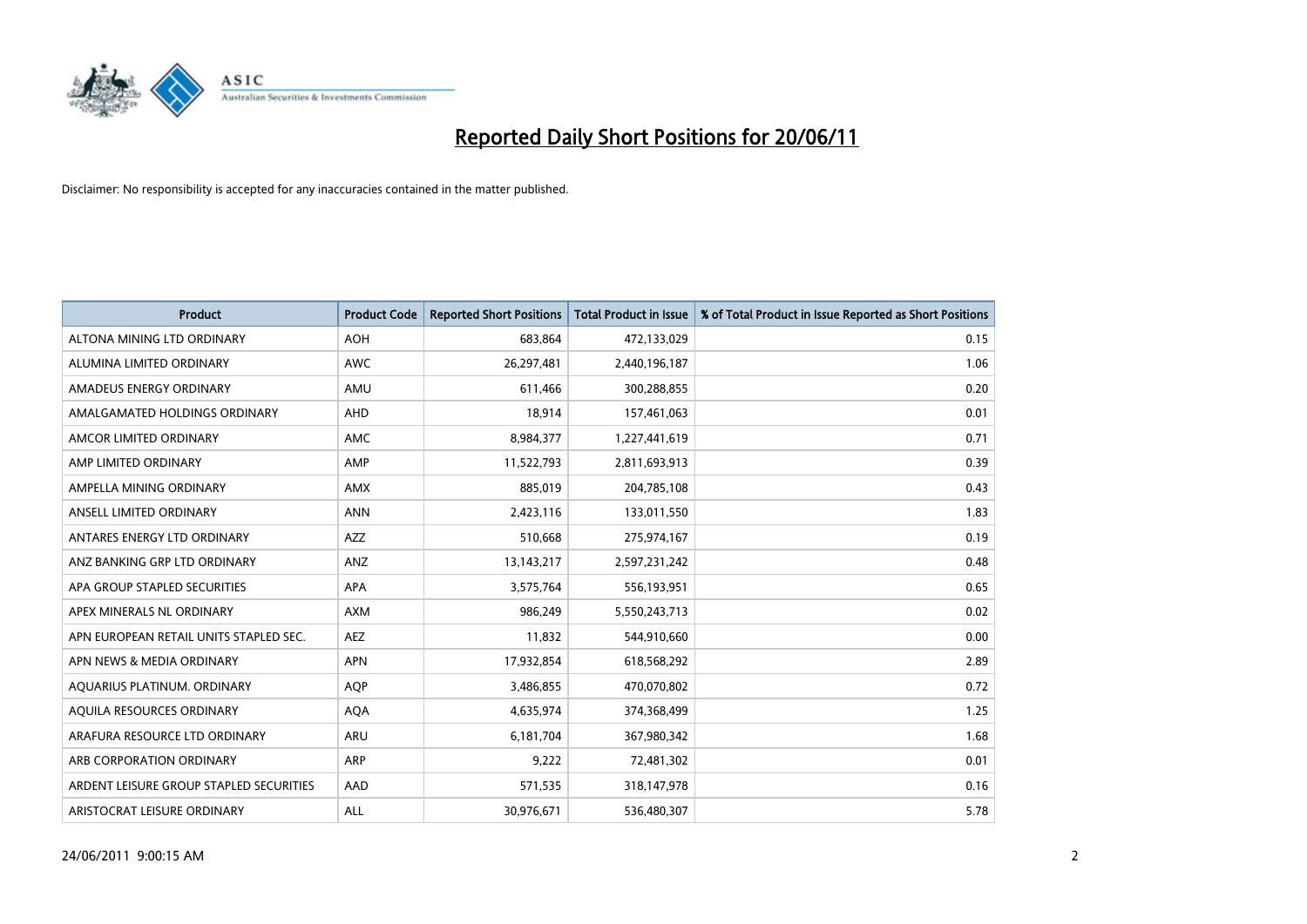# Reported Daily Short Positions for 20/06/11

Disclaimer: No responsibility is accepted for any inaccuracies contained in the matter published.

| Product | Product Code | Reported Short Positions | Total Product in Issue | % of Total Product in Issue Reported as Short Positions |
|---|---|---|---|---|
| ALTONA MINING LTD ORDINARY | AOH | 683,864 | 472,133,029 | 0.15 |
| ALUMINA LIMITED ORDINARY | AWC | 26,297,481 | 2,440,196,187 | 1.06 |
| AMADEUS ENERGY ORDINARY | AMU | 611,466 | 300,288,855 | 0.20 |
| AMALGAMATED HOLDINGS ORDINARY | AHD | 18,914 | 157,461,063 | 0.01 |
| AMCOR LIMITED ORDINARY | AMC | 8,984,377 | 1,227,441,619 | 0.71 |
| AMP LIMITED ORDINARY | AMP | 11,522,793 | 2,811,693,913 | 0.39 |
| AMPELLA MINING ORDINARY | AMX | 885,019 | 204,785,108 | 0.43 |
| ANSELL LIMITED ORDINARY | ANN | 2,423,116 | 133,011,550 | 1.83 |
| ANTARES ENERGY LTD ORDINARY | AZZ | 510,668 | 275,974,167 | 0.19 |
| ANZ BANKING GRP LTD ORDINARY | ANZ | 13,143,217 | 2,597,231,242 | 0.48 |
| APA GROUP STAPLED SECURITIES | APA | 3,575,764 | 556,193,951 | 0.65 |
| APEX MINERALS NL ORDINARY | AXM | 986,249 | 5,550,243,713 | 0.02 |
| APN EUROPEAN RETAIL UNITS STAPLED SEC. | AEZ | 11,832 | 544,910,660 | 0.00 |
| APN NEWS & MEDIA ORDINARY | APN | 17,932,854 | 618,568,292 | 2.89 |
| AQUARIUS PLATINUM. ORDINARY | AQP | 3,486,855 | 470,070,802 | 0.72 |
| AQUILA RESOURCES ORDINARY | AQA | 4,635,974 | 374,368,499 | 1.25 |
| ARAFURA RESOURCE LTD ORDINARY | ARU | 6,181,704 | 367,980,342 | 1.68 |
| ARB CORPORATION ORDINARY | ARP | 9,222 | 72,481,302 | 0.01 |
| ARDENT LEISURE GROUP STAPLED SECURITIES | AAD | 571,535 | 318,147,978 | 0.16 |
| ARISTOCRAT LEISURE ORDINARY | ALL | 30,976,671 | 536,480,307 | 5.78 |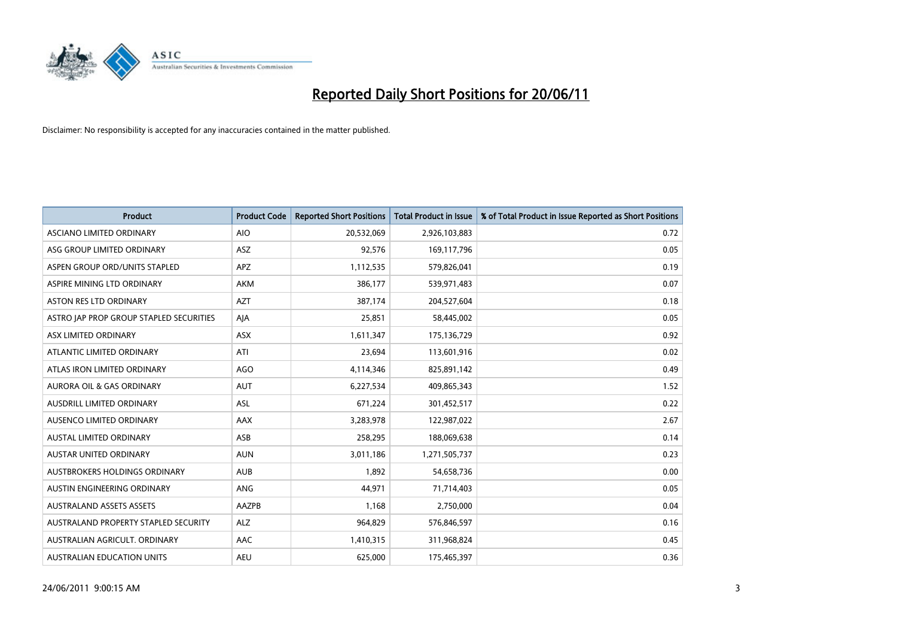# Reported Daily Short Positions for 20/06/11

Disclaimer: No responsibility is accepted for any inaccuracies contained in the matter published.

| Product | Product Code | Reported Short Positions | Total Product in Issue | % of Total Product in Issue Reported as Short Positions |
|---|---|---|---|---|
| ASCIANO LIMITED ORDINARY | AIO | 20,532,069 | 2,926,103,883 | 0.72 |
| ASG GROUP LIMITED ORDINARY | ASZ | 92,576 | 169,117,796 | 0.05 |
| ASPEN GROUP ORD/UNITS STAPLED | APZ | 1,112,535 | 579,826,041 | 0.19 |
| ASPIRE MINING LTD ORDINARY | AKM | 386,177 | 539,971,483 | 0.07 |
| ASTON RES LTD ORDINARY | AZT | 387,174 | 204,527,604 | 0.18 |
| ASTRO JAP PROP GROUP STAPLED SECURITIES | AJA | 25,851 | 58,445,002 | 0.05 |
| ASX LIMITED ORDINARY | ASX | 1,611,347 | 175,136,729 | 0.92 |
| ATLANTIC LIMITED ORDINARY | ATI | 23,694 | 113,601,916 | 0.02 |
| ATLAS IRON LIMITED ORDINARY | AGO | 4,114,346 | 825,891,142 | 0.49 |
| AURORA OIL & GAS ORDINARY | AUT | 6,227,534 | 409,865,343 | 1.52 |
| AUSDRILL LIMITED ORDINARY | ASL | 671,224 | 301,452,517 | 0.22 |
| AUSENCO LIMITED ORDINARY | AAX | 3,283,978 | 122,987,022 | 2.67 |
| AUSTAL LIMITED ORDINARY | ASB | 258,295 | 188,069,638 | 0.14 |
| AUSTAR UNITED ORDINARY | AUN | 3,011,186 | 1,271,505,737 | 0.23 |
| AUSTBROKERS HOLDINGS ORDINARY | AUB | 1,892 | 54,658,736 | 0.00 |
| AUSTIN ENGINEERING ORDINARY | ANG | 44,971 | 71,714,403 | 0.05 |
| AUSTRALAND ASSETS ASSETS | AAZPB | 1,168 | 2,750,000 | 0.04 |
| AUSTRALAND PROPERTY STAPLED SECURITY | ALZ | 964,829 | 576,846,597 | 0.16 |
| AUSTRALIAN AGRICULT. ORDINARY | AAC | 1,410,315 | 311,968,824 | 0.45 |
| AUSTRALIAN EDUCATION UNITS | AEU | 625,000 | 175,465,397 | 0.36 |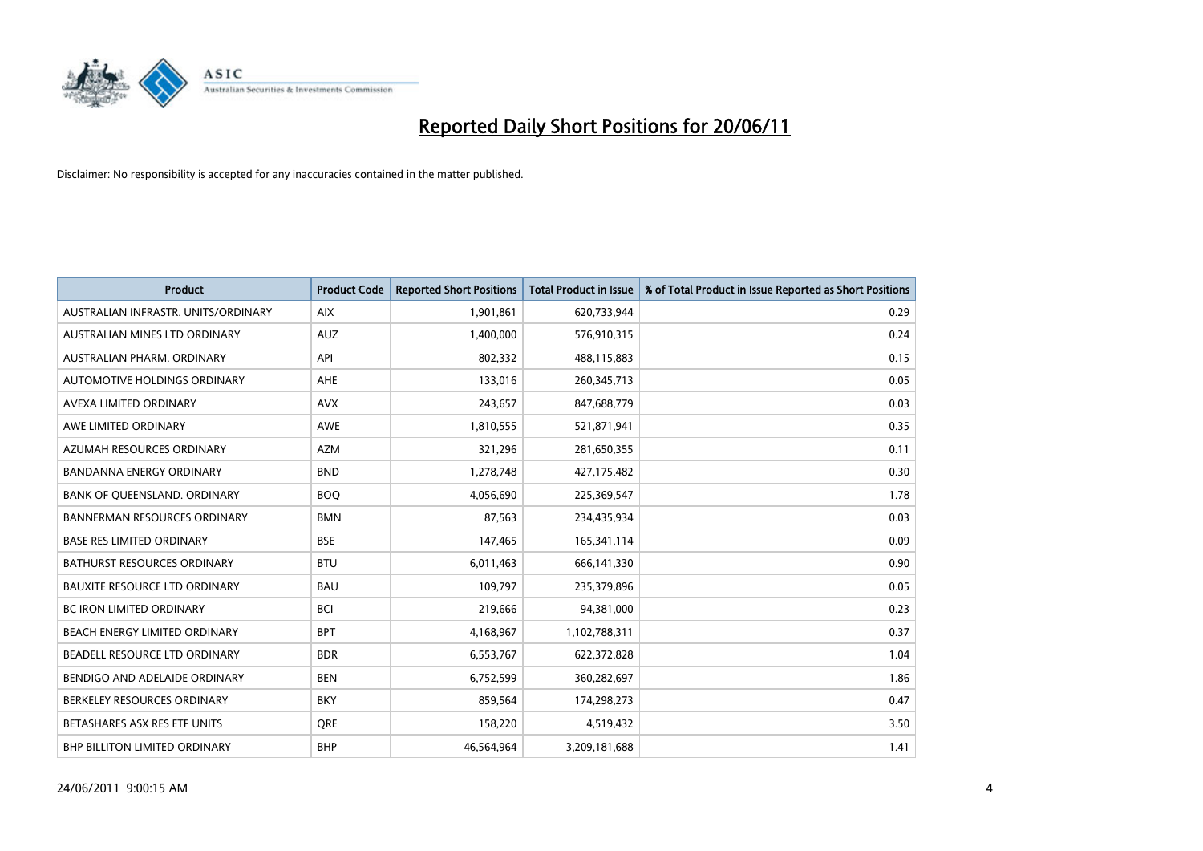# Reported Daily Short Positions for 20/06/11

Disclaimer: No responsibility is accepted for any inaccuracies contained in the matter published.

| Product | Product Code | Reported Short Positions | Total Product in Issue | % of Total Product in Issue Reported as Short Positions |
|---|---|---|---|---|
| AUSTRALIAN INFRASTR. UNITS/ORDINARY | AIX | 1,901,861 | 620,733,944 | 0.29 |
| AUSTRALIAN MINES LTD ORDINARY | AUZ | 1,400,000 | 576,910,315 | 0.24 |
| AUSTRALIAN PHARM. ORDINARY | API | 802,332 | 488,115,883 | 0.15 |
| AUTOMOTIVE HOLDINGS ORDINARY | AHE | 133,016 | 260,345,713 | 0.05 |
| AVEXA LIMITED ORDINARY | AVX | 243,657 | 847,688,779 | 0.03 |
| AWE LIMITED ORDINARY | AWE | 1,810,555 | 521,871,941 | 0.35 |
| AZUMAH RESOURCES ORDINARY | AZM | 321,296 | 281,650,355 | 0.11 |
| BANDANNA ENERGY ORDINARY | BND | 1,278,748 | 427,175,482 | 0.30 |
| BANK OF QUEENSLAND. ORDINARY | BOQ | 4,056,690 | 225,369,547 | 1.78 |
| BANNERMAN RESOURCES ORDINARY | BMN | 87,563 | 234,435,934 | 0.03 |
| BASE RES LIMITED ORDINARY | BSE | 147,465 | 165,341,114 | 0.09 |
| BATHURST RESOURCES ORDINARY | BTU | 6,011,463 | 666,141,330 | 0.90 |
| BAUXITE RESOURCE LTD ORDINARY | BAU | 109,797 | 235,379,896 | 0.05 |
| BC IRON LIMITED ORDINARY | BCI | 219,666 | 94,381,000 | 0.23 |
| BEACH ENERGY LIMITED ORDINARY | BPT | 4,168,967 | 1,102,788,311 | 0.37 |
| BEADELL RESOURCE LTD ORDINARY | BDR | 6,553,767 | 622,372,828 | 1.04 |
| BENDIGO AND ADELAIDE ORDINARY | BEN | 6,752,599 | 360,282,697 | 1.86 |
| BERKELEY RESOURCES ORDINARY | BKY | 859,564 | 174,298,273 | 0.47 |
| BETASHARES ASX RES ETF UNITS | QRE | 158,220 | 4,519,432 | 3.50 |
| BHP BILLITON LIMITED ORDINARY | BHP | 46,564,964 | 3,209,181,688 | 1.41 |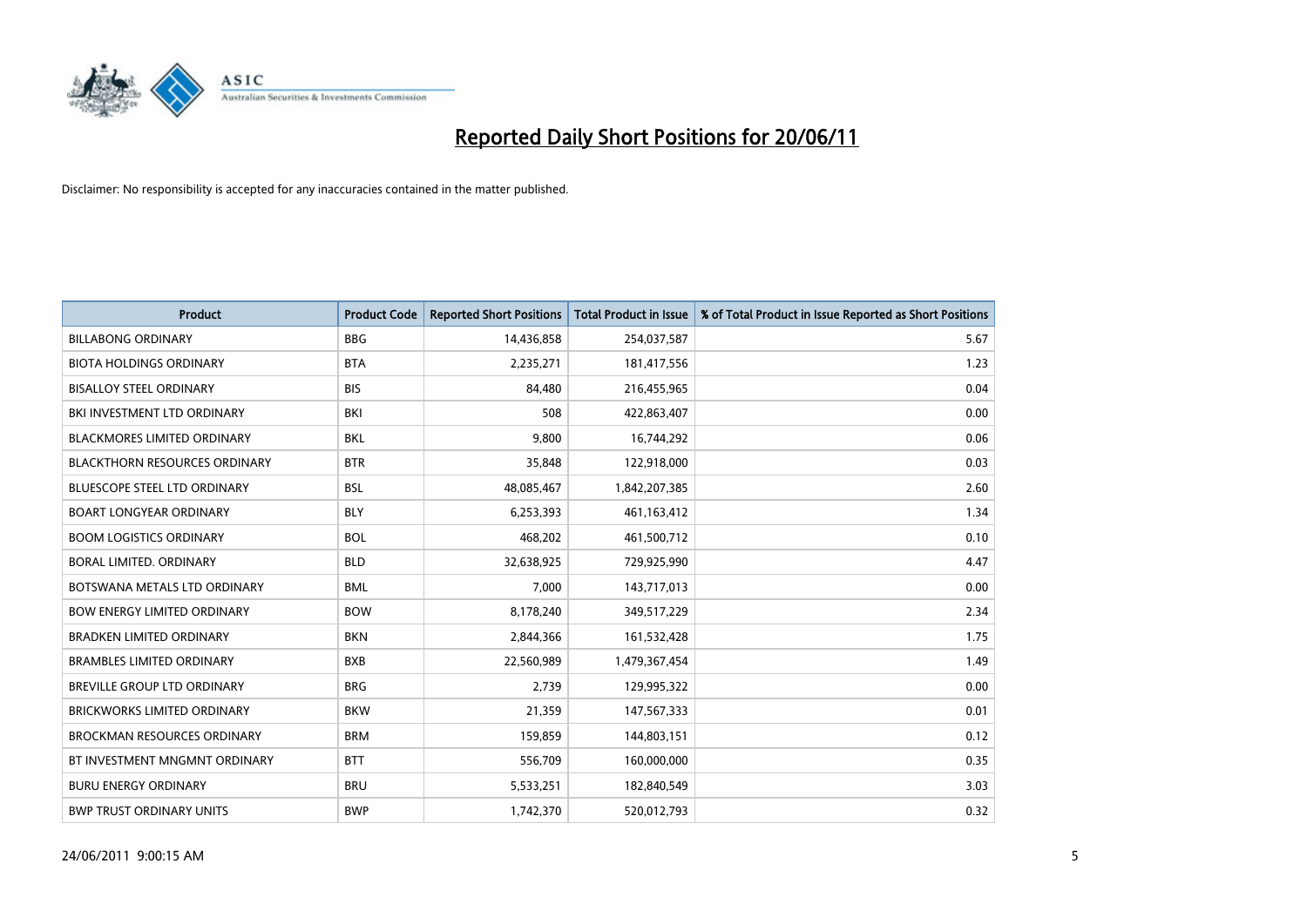# Reported Daily Short Positions for 20/06/11

Disclaimer: No responsibility is accepted for any inaccuracies contained in the matter published.

| Product | Product Code | Reported Short Positions | Total Product in Issue | % of Total Product in Issue Reported as Short Positions |
|---|---|---|---|---|
| BILLABONG ORDINARY | BBG | 14,436,858 | 254,037,587 | 5.67 |
| BIOTA HOLDINGS ORDINARY | BTA | 2,235,271 | 181,417,556 | 1.23 |
| BISALLOY STEEL ORDINARY | BIS | 84,480 | 216,455,965 | 0.04 |
| BKI INVESTMENT LTD ORDINARY | BKI | 508 | 422,863,407 | 0.00 |
| BLACKMORES LIMITED ORDINARY | BKL | 9,800 | 16,744,292 | 0.06 |
| BLACKTHORN RESOURCES ORDINARY | BTR | 35,848 | 122,918,000 | 0.03 |
| BLUESCOPE STEEL LTD ORDINARY | BSL | 48,085,467 | 1,842,207,385 | 2.60 |
| BOART LONGYEAR ORDINARY | BLY | 6,253,393 | 461,163,412 | 1.34 |
| BOOM LOGISTICS ORDINARY | BOL | 468,202 | 461,500,712 | 0.10 |
| BORAL LIMITED. ORDINARY | BLD | 32,638,925 | 729,925,990 | 4.47 |
| BOTSWANA METALS LTD ORDINARY | BML | 7,000 | 143,717,013 | 0.00 |
| BOW ENERGY LIMITED ORDINARY | BOW | 8,178,240 | 349,517,229 | 2.34 |
| BRADKEN LIMITED ORDINARY | BKN | 2,844,366 | 161,532,428 | 1.75 |
| BRAMBLES LIMITED ORDINARY | BXB | 22,560,989 | 1,479,367,454 | 1.49 |
| BREVILLE GROUP LTD ORDINARY | BRG | 2,739 | 129,995,322 | 0.00 |
| BRICKWORKS LIMITED ORDINARY | BKW | 21,359 | 147,567,333 | 0.01 |
| BROCKMAN RESOURCES ORDINARY | BRM | 159,859 | 144,803,151 | 0.12 |
| BT INVESTMENT MNGMNT ORDINARY | BTT | 556,709 | 160,000,000 | 0.35 |
| BURU ENERGY ORDINARY | BRU | 5,533,251 | 182,840,549 | 3.03 |
| BWP TRUST ORDINARY UNITS | BWP | 1,742,370 | 520,012,793 | 0.32 |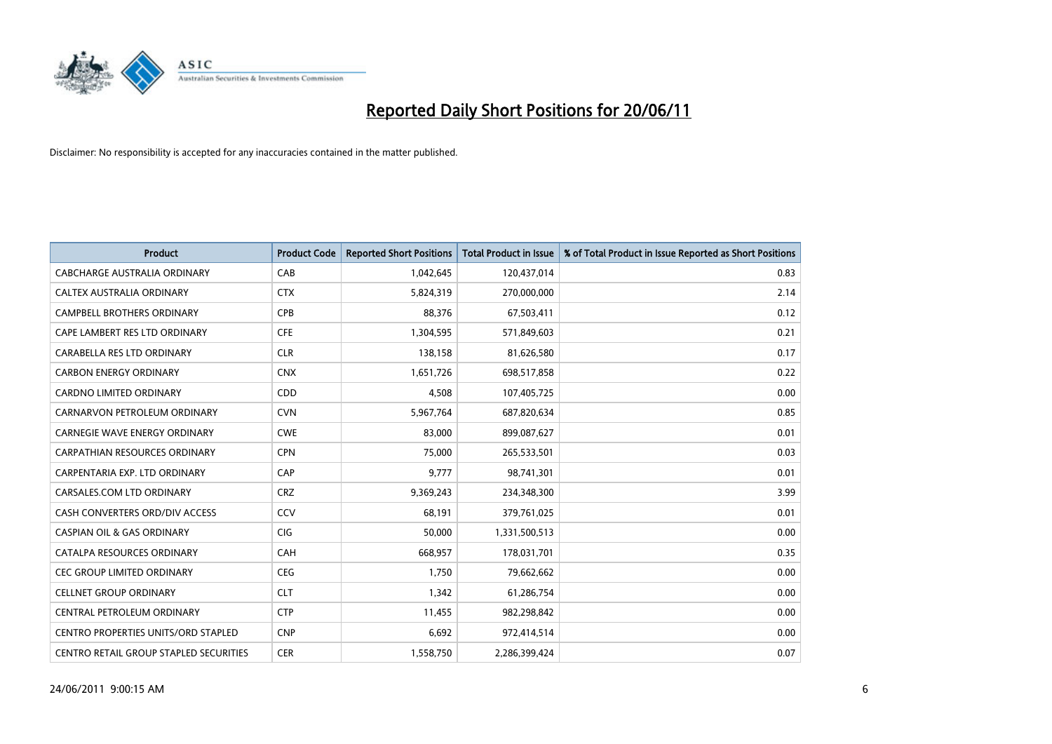# Reported Daily Short Positions for 20/06/11

Disclaimer: No responsibility is accepted for any inaccuracies contained in the matter published.

| Product | Product Code | Reported Short Positions | Total Product in Issue | % of Total Product in Issue Reported as Short Positions |
|---|---|---|---|---|
| CABCHARGE AUSTRALIA ORDINARY | CAB | 1,042,645 | 120,437,014 | 0.83 |
| CALTEX AUSTRALIA ORDINARY | CTX | 5,824,319 | 270,000,000 | 2.14 |
| CAMPBELL BROTHERS ORDINARY | CPB | 88,376 | 67,503,411 | 0.12 |
| CAPE LAMBERT RES LTD ORDINARY | CFE | 1,304,595 | 571,849,603 | 0.21 |
| CARABELLA RES LTD ORDINARY | CLR | 138,158 | 81,626,580 | 0.17 |
| CARBON ENERGY ORDINARY | CNX | 1,651,726 | 698,517,858 | 0.22 |
| CARDNO LIMITED ORDINARY | CDD | 4,508 | 107,405,725 | 0.00 |
| CARNARVON PETROLEUM ORDINARY | CVN | 5,967,764 | 687,820,634 | 0.85 |
| CARNEGIE WAVE ENERGY ORDINARY | CWE | 83,000 | 899,087,627 | 0.01 |
| CARPATHIAN RESOURCES ORDINARY | CPN | 75,000 | 265,533,501 | 0.03 |
| CARPENTARIA EXP. LTD ORDINARY | CAP | 9,777 | 98,741,301 | 0.01 |
| CARSALES.COM LTD ORDINARY | CRZ | 9,369,243 | 234,348,300 | 3.99 |
| CASH CONVERTERS ORD/DIV ACCESS | CCV | 68,191 | 379,761,025 | 0.01 |
| CASPIAN OIL & GAS ORDINARY | CIG | 50,000 | 1,331,500,513 | 0.00 |
| CATALPA RESOURCES ORDINARY | CAH | 668,957 | 178,031,701 | 0.35 |
| CEC GROUP LIMITED ORDINARY | CEG | 1,750 | 79,662,662 | 0.00 |
| CELLNET GROUP ORDINARY | CLT | 1,342 | 61,286,754 | 0.00 |
| CENTRAL PETROLEUM ORDINARY | CTP | 11,455 | 982,298,842 | 0.00 |
| CENTRO PROPERTIES UNITS/ORD STAPLED | CNP | 6,692 | 972,414,514 | 0.00 |
| CENTRO RETAIL GROUP STAPLED SECURITIES | CER | 1,558,750 | 2,286,399,424 | 0.07 |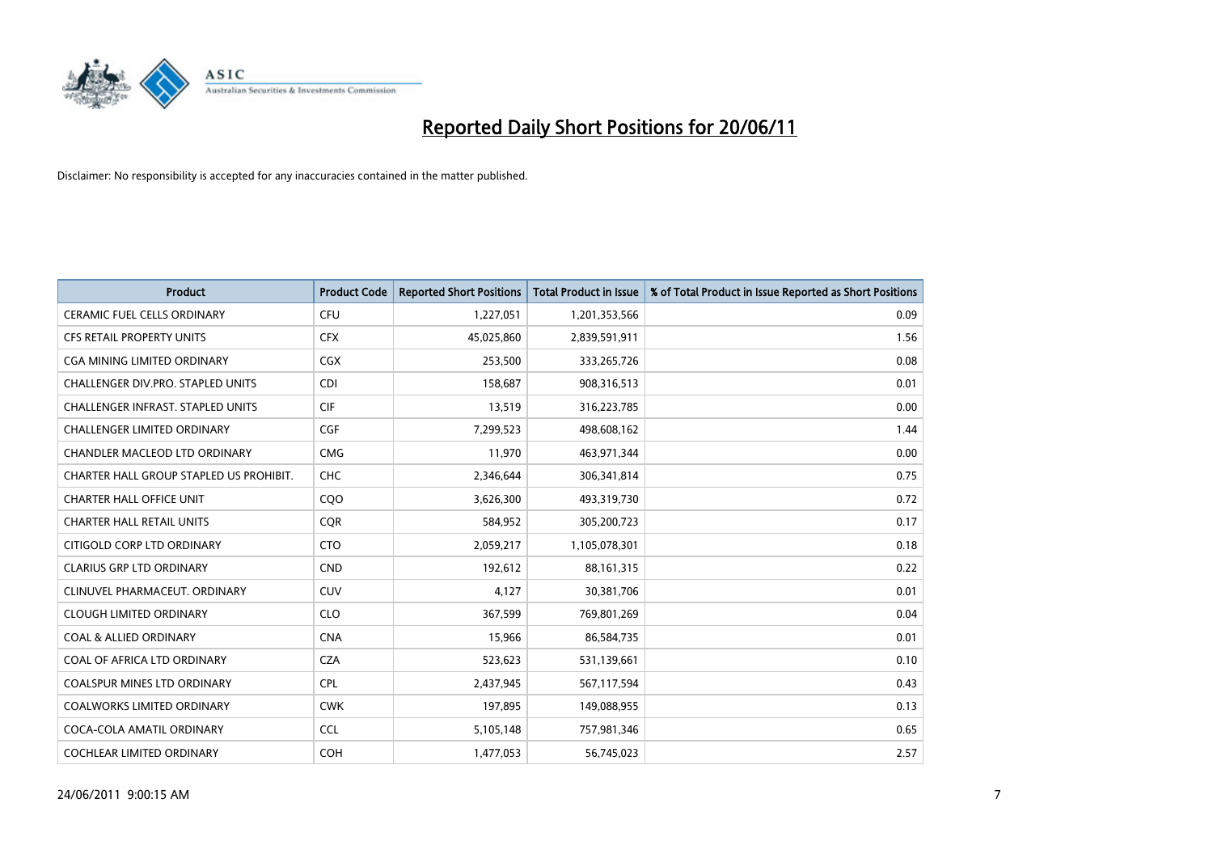# Reported Daily Short Positions for 20/06/11

Disclaimer: No responsibility is accepted for any inaccuracies contained in the matter published.

| Product | Product Code | Reported Short Positions | Total Product in Issue | % of Total Product in Issue Reported as Short Positions |
|---|---|---|---|---|
| CERAMIC FUEL CELLS ORDINARY | CFU | 1,227,051 | 1,201,353,566 | 0.09 |
| CFS RETAIL PROPERTY UNITS | CFX | 45,025,860 | 2,839,591,911 | 1.56 |
| CGA MINING LIMITED ORDINARY | CGX | 253,500 | 333,265,726 | 0.08 |
| CHALLENGER DIV.PRO. STAPLED UNITS | CDI | 158,687 | 908,316,513 | 0.01 |
| CHALLENGER INFRAST. STAPLED UNITS | CIF | 13,519 | 316,223,785 | 0.00 |
| CHALLENGER LIMITED ORDINARY | CGF | 7,299,523 | 498,608,162 | 1.44 |
| CHANDLER MACLEOD LTD ORDINARY | CMG | 11,970 | 463,971,344 | 0.00 |
| CHARTER HALL GROUP STAPLED US PROHIBIT. | CHC | 2,346,644 | 306,341,814 | 0.75 |
| CHARTER HALL OFFICE UNIT | CQO | 3,626,300 | 493,319,730 | 0.72 |
| CHARTER HALL RETAIL UNITS | CQR | 584,952 | 305,200,723 | 0.17 |
| CITIGOLD CORP LTD ORDINARY | CTO | 2,059,217 | 1,105,078,301 | 0.18 |
| CLARIUS GRP LTD ORDINARY | CND | 192,612 | 88,161,315 | 0.22 |
| CLINUVEL PHARMACEUT. ORDINARY | CUV | 4,127 | 30,381,706 | 0.01 |
| CLOUGH LIMITED ORDINARY | CLO | 367,599 | 769,801,269 | 0.04 |
| COAL & ALLIED ORDINARY | CNA | 15,966 | 86,584,735 | 0.01 |
| COAL OF AFRICA LTD ORDINARY | CZA | 523,623 | 531,139,661 | 0.10 |
| COALSPUR MINES LTD ORDINARY | CPL | 2,437,945 | 567,117,594 | 0.43 |
| COALWORKS LIMITED ORDINARY | CWK | 197,895 | 149,088,955 | 0.13 |
| COCA-COLA AMATIL ORDINARY | CCL | 5,105,148 | 757,981,346 | 0.65 |
| COCHLEAR LIMITED ORDINARY | COH | 1,477,053 | 56,745,023 | 2.57 |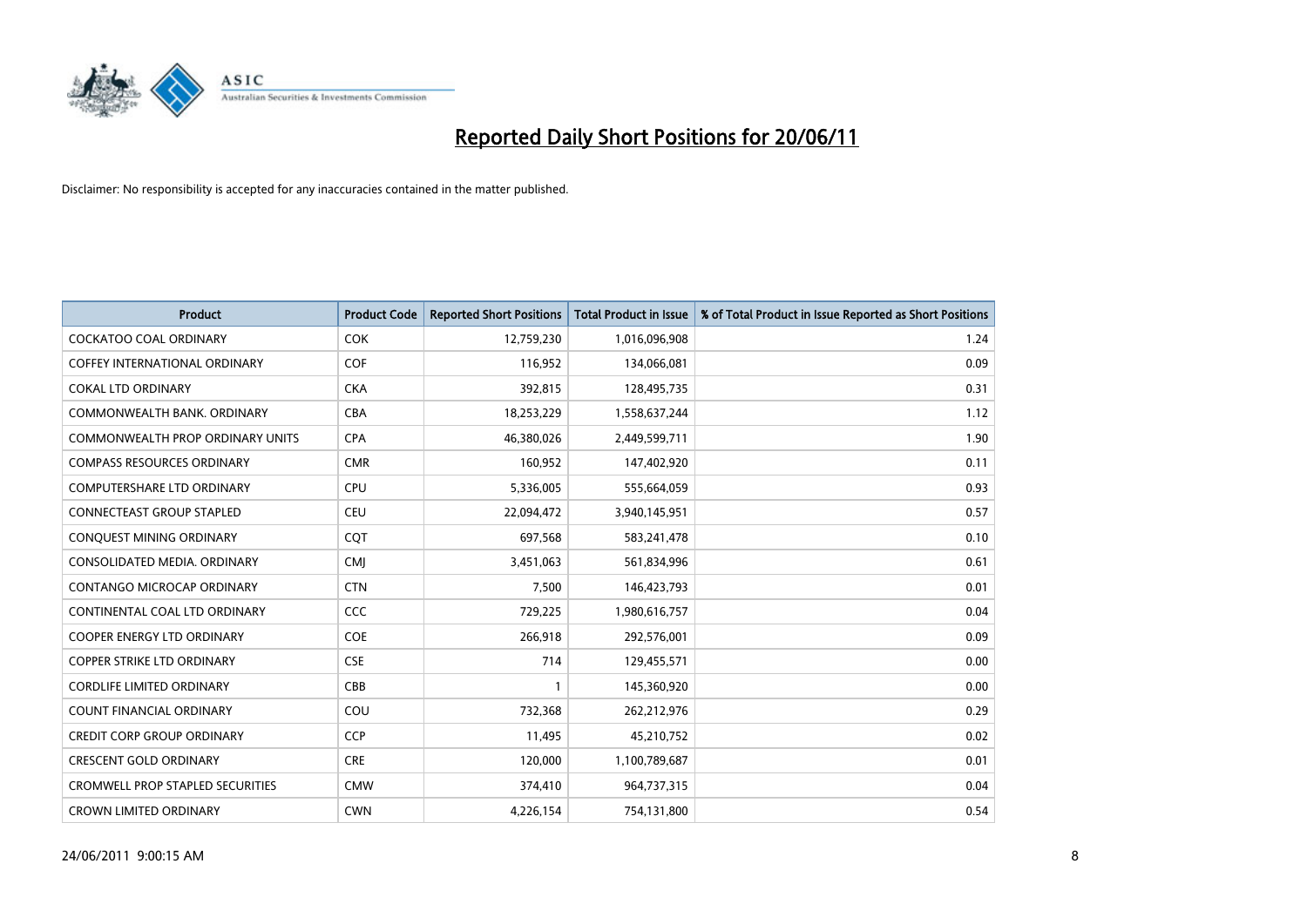# Reported Daily Short Positions for 20/06/11

Disclaimer: No responsibility is accepted for any inaccuracies contained in the matter published.

| Product | Product Code | Reported Short Positions | Total Product in Issue | % of Total Product in Issue Reported as Short Positions |
|---|---|---|---|---|
| COCKATOO COAL ORDINARY | COK | 12,759,230 | 1,016,096,908 | 1.24 |
| COFFEY INTERNATIONAL ORDINARY | COF | 116,952 | 134,066,081 | 0.09 |
| COKAL LTD ORDINARY | CKA | 392,815 | 128,495,735 | 0.31 |
| COMMONWEALTH BANK. ORDINARY | CBA | 18,253,229 | 1,558,637,244 | 1.12 |
| COMMONWEALTH PROP ORDINARY UNITS | CPA | 46,380,026 | 2,449,599,711 | 1.90 |
| COMPASS RESOURCES ORDINARY | CMR | 160,952 | 147,402,920 | 0.11 |
| COMPUTERSHARE LTD ORDINARY | CPU | 5,336,005 | 555,664,059 | 0.93 |
| CONNECTEAST GROUP STAPLED | CEU | 22,094,472 | 3,940,145,951 | 0.57 |
| CONQUEST MINING ORDINARY | CQT | 697,568 | 583,241,478 | 0.10 |
| CONSOLIDATED MEDIA. ORDINARY | CMJ | 3,451,063 | 561,834,996 | 0.61 |
| CONTANGO MICROCAP ORDINARY | CTN | 7,500 | 146,423,793 | 0.01 |
| CONTINENTAL COAL LTD ORDINARY | CCC | 729,225 | 1,980,616,757 | 0.04 |
| COOPER ENERGY LTD ORDINARY | COE | 266,918 | 292,576,001 | 0.09 |
| COPPER STRIKE LTD ORDINARY | CSE | 714 | 129,455,571 | 0.00 |
| CORDLIFE LIMITED ORDINARY | CBB | 1 | 145,360,920 | 0.00 |
| COUNT FINANCIAL ORDINARY | COU | 732,368 | 262,212,976 | 0.29 |
| CREDIT CORP GROUP ORDINARY | CCP | 11,495 | 45,210,752 | 0.02 |
| CRESCENT GOLD ORDINARY | CRE | 120,000 | 1,100,789,687 | 0.01 |
| CROMWELL PROP STAPLED SECURITIES | CMW | 374,410 | 964,737,315 | 0.04 |
| CROWN LIMITED ORDINARY | CWN | 4,226,154 | 754,131,800 | 0.54 |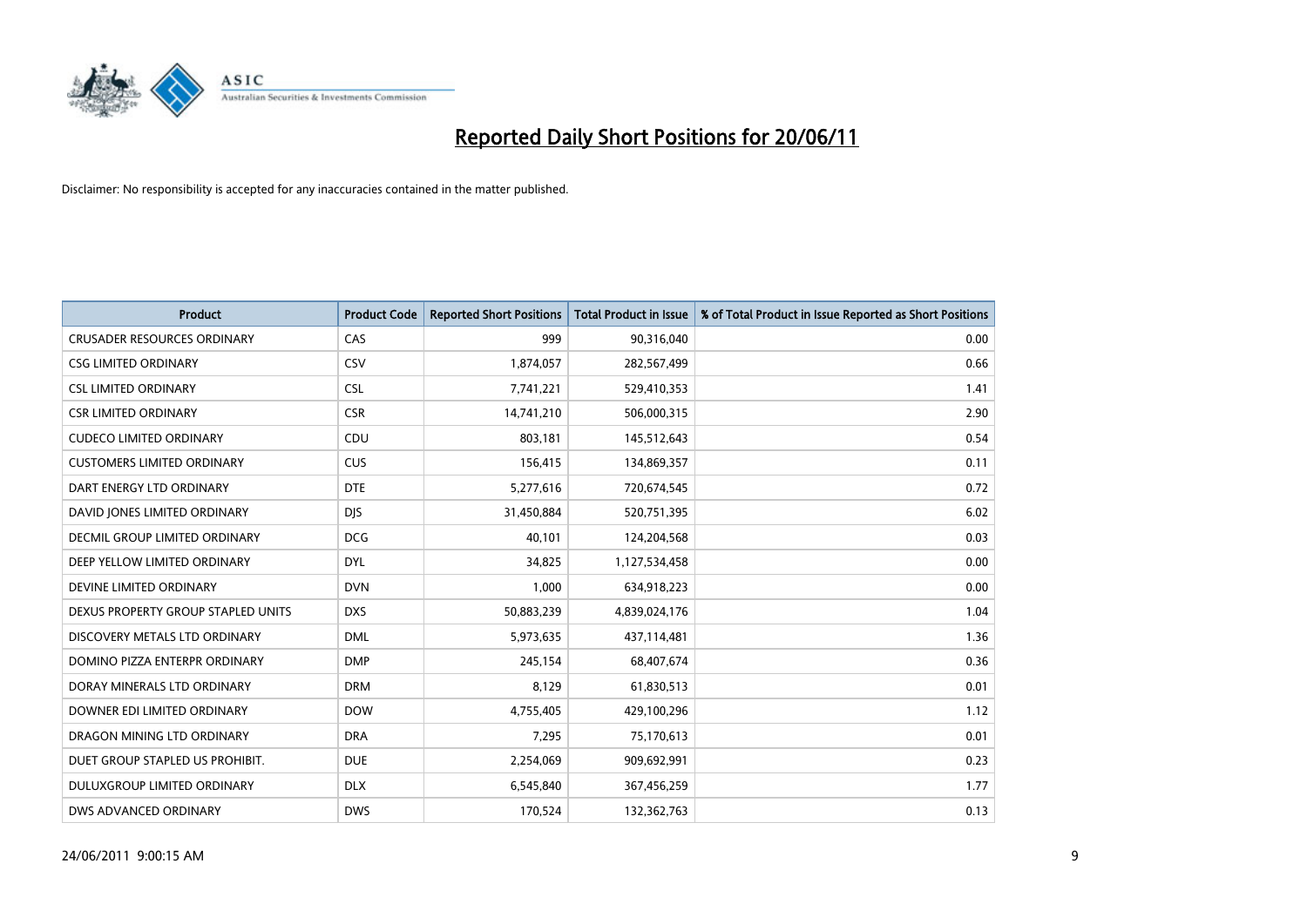# Reported Daily Short Positions for 20/06/11

Disclaimer: No responsibility is accepted for any inaccuracies contained in the matter published.

| Product | Product Code | Reported Short Positions | Total Product in Issue | % of Total Product in Issue Reported as Short Positions |
|---|---|---|---|---|
| CRUSADER RESOURCES ORDINARY | CAS | 999 | 90,316,040 | 0.00 |
| CSG LIMITED ORDINARY | CSV | 1,874,057 | 282,567,499 | 0.66 |
| CSL LIMITED ORDINARY | CSL | 7,741,221 | 529,410,353 | 1.41 |
| CSR LIMITED ORDINARY | CSR | 14,741,210 | 506,000,315 | 2.90 |
| CUDECO LIMITED ORDINARY | CDU | 803,181 | 145,512,643 | 0.54 |
| CUSTOMERS LIMITED ORDINARY | CUS | 156,415 | 134,869,357 | 0.11 |
| DART ENERGY LTD ORDINARY | DTE | 5,277,616 | 720,674,545 | 0.72 |
| DAVID JONES LIMITED ORDINARY | DJS | 31,450,884 | 520,751,395 | 6.02 |
| DECMIL GROUP LIMITED ORDINARY | DCG | 40,101 | 124,204,568 | 0.03 |
| DEEP YELLOW LIMITED ORDINARY | DYL | 34,825 | 1,127,534,458 | 0.00 |
| DEVINE LIMITED ORDINARY | DVN | 1,000 | 634,918,223 | 0.00 |
| DEXUS PROPERTY GROUP STAPLED UNITS | DXS | 50,883,239 | 4,839,024,176 | 1.04 |
| DISCOVERY METALS LTD ORDINARY | DML | 5,973,635 | 437,114,481 | 1.36 |
| DOMINO PIZZA ENTERPR ORDINARY | DMP | 245,154 | 68,407,674 | 0.36 |
| DORAY MINERALS LTD ORDINARY | DRM | 8,129 | 61,830,513 | 0.01 |
| DOWNER EDI LIMITED ORDINARY | DOW | 4,755,405 | 429,100,296 | 1.12 |
| DRAGON MINING LTD ORDINARY | DRA | 7,295 | 75,170,613 | 0.01 |
| DUET GROUP STAPLED US PROHIBIT. | DUE | 2,254,069 | 909,692,991 | 0.23 |
| DULUXGROUP LIMITED ORDINARY | DLX | 6,545,840 | 367,456,259 | 1.77 |
| DWS ADVANCED ORDINARY | DWS | 170,524 | 132,362,763 | 0.13 |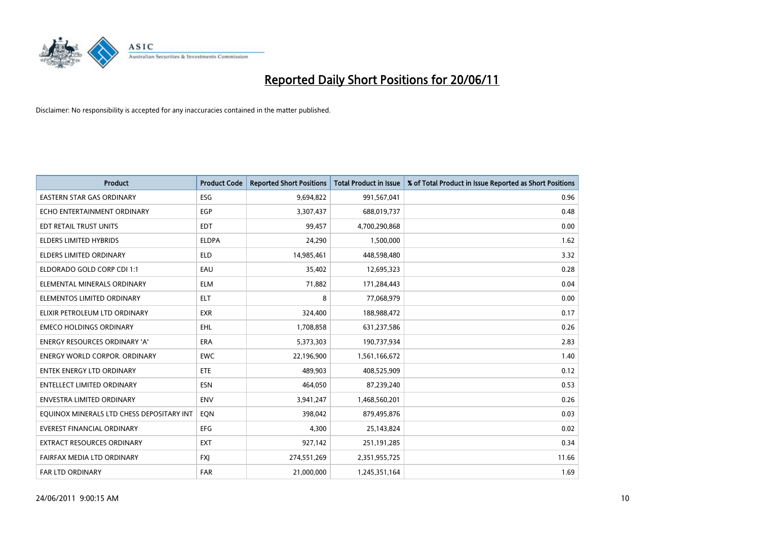# Reported Daily Short Positions for 20/06/11

Disclaimer: No responsibility is accepted for any inaccuracies contained in the matter published.

| Product | Product Code | Reported Short Positions | Total Product in Issue | % of Total Product in Issue Reported as Short Positions |
|---|---|---|---|---|
| EASTERN STAR GAS ORDINARY | ESG | 9,694,822 | 991,567,041 | 0.96 |
| ECHO ENTERTAINMENT ORDINARY | EGP | 3,307,437 | 688,019,737 | 0.48 |
| EDT RETAIL TRUST UNITS | EDT | 99,457 | 4,700,290,868 | 0.00 |
| ELDERS LIMITED HYBRIDS | ELDPA | 24,290 | 1,500,000 | 1.62 |
| ELDERS LIMITED ORDINARY | ELD | 14,985,461 | 448,598,480 | 3.32 |
| ELDORADO GOLD CORP CDI 1:1 | EAU | 35,402 | 12,695,323 | 0.28 |
| ELEMENTAL MINERALS ORDINARY | ELM | 71,882 | 171,284,443 | 0.04 |
| ELEMENTOS LIMITED ORDINARY | ELT | 8 | 77,068,979 | 0.00 |
| ELIXIR PETROLEUM LTD ORDINARY | EXR | 324,400 | 188,988,472 | 0.17 |
| EMECO HOLDINGS ORDINARY | EHL | 1,708,858 | 631,237,586 | 0.26 |
| ENERGY RESOURCES ORDINARY 'A' | ERA | 5,373,303 | 190,737,934 | 2.83 |
| ENERGY WORLD CORPOR. ORDINARY | EWC | 22,196,900 | 1,561,166,672 | 1.40 |
| ENTEK ENERGY LTD ORDINARY | ETE | 489,903 | 408,525,909 | 0.12 |
| ENTELLECT LIMITED ORDINARY | ESN | 464,050 | 87,239,240 | 0.53 |
| ENVESTRA LIMITED ORDINARY | ENV | 3,941,247 | 1,468,560,201 | 0.26 |
| EQUINOX MINERALS LTD CHESS DEPOSITARY INT | EQN | 398,042 | 879,495,876 | 0.03 |
| EVEREST FINANCIAL ORDINARY | EFG | 4,300 | 25,143,824 | 0.02 |
| EXTRACT RESOURCES ORDINARY | EXT | 927,142 | 251,191,285 | 0.34 |
| FAIRFAX MEDIA LTD ORDINARY | FXJ | 274,551,269 | 2,351,955,725 | 11.66 |
| FAR LTD ORDINARY | FAR | 21,000,000 | 1,245,351,164 | 1.69 |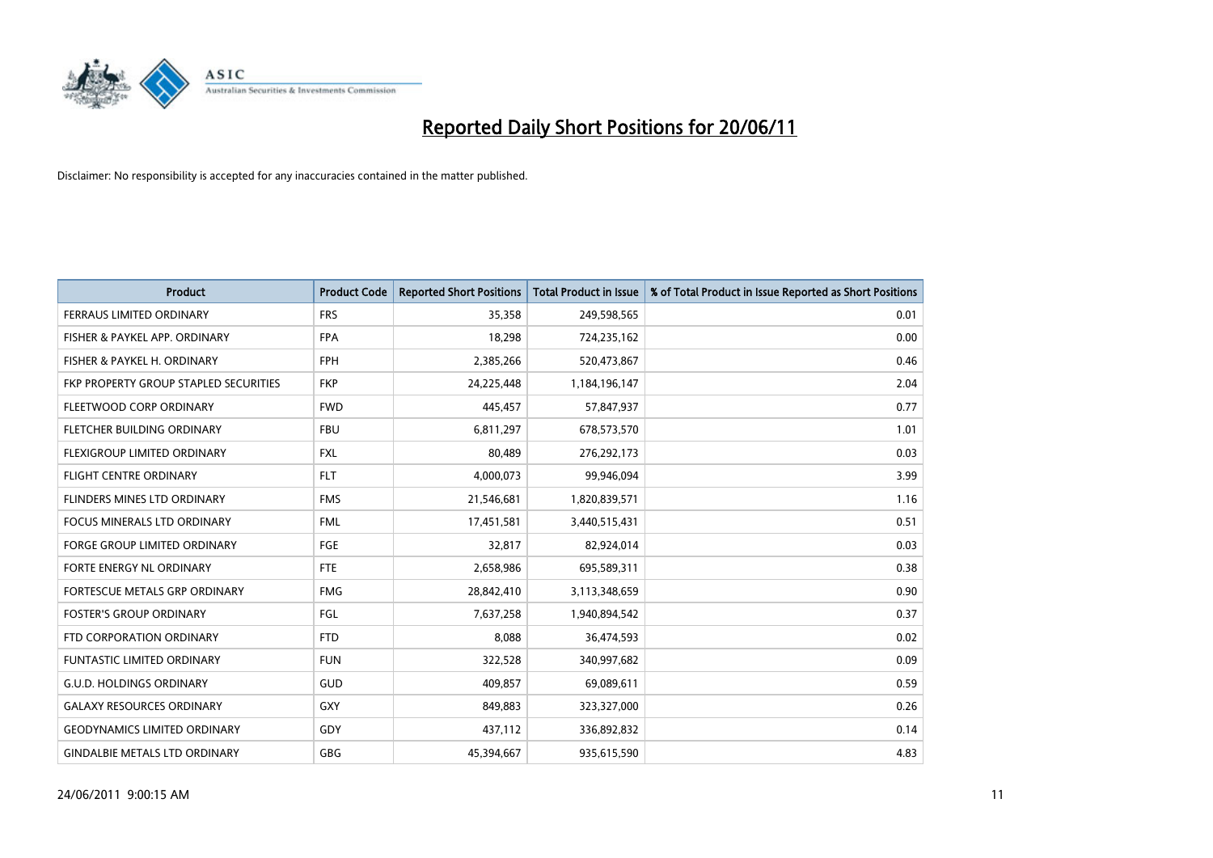# Reported Daily Short Positions for 20/06/11

Disclaimer: No responsibility is accepted for any inaccuracies contained in the matter published.

| Product | Product Code | Reported Short Positions | Total Product in Issue | % of Total Product in Issue Reported as Short Positions |
|---|---|---|---|---|
| FERRAUS LIMITED ORDINARY | FRS | 35,358 | 249,598,565 | 0.01 |
| FISHER & PAYKEL APP. ORDINARY | FPA | 18,298 | 724,235,162 | 0.00 |
| FISHER & PAYKEL H. ORDINARY | FPH | 2,385,266 | 520,473,867 | 0.46 |
| FKP PROPERTY GROUP STAPLED SECURITIES | FKP | 24,225,448 | 1,184,196,147 | 2.04 |
| FLEETWOOD CORP ORDINARY | FWD | 445,457 | 57,847,937 | 0.77 |
| FLETCHER BUILDING ORDINARY | FBU | 6,811,297 | 678,573,570 | 1.01 |
| FLEXIGROUP LIMITED ORDINARY | FXL | 80,489 | 276,292,173 | 0.03 |
| FLIGHT CENTRE ORDINARY | FLT | 4,000,073 | 99,946,094 | 3.99 |
| FLINDERS MINES LTD ORDINARY | FMS | 21,546,681 | 1,820,839,571 | 1.16 |
| FOCUS MINERALS LTD ORDINARY | FML | 17,451,581 | 3,440,515,431 | 0.51 |
| FORGE GROUP LIMITED ORDINARY | FGE | 32,817 | 82,924,014 | 0.03 |
| FORTE ENERGY NL ORDINARY | FTE | 2,658,986 | 695,589,311 | 0.38 |
| FORTESCUE METALS GRP ORDINARY | FMG | 28,842,410 | 3,113,348,659 | 0.90 |
| FOSTER'S GROUP ORDINARY | FGL | 7,637,258 | 1,940,894,542 | 0.37 |
| FTD CORPORATION ORDINARY | FTD | 8,088 | 36,474,593 | 0.02 |
| FUNTASTIC LIMITED ORDINARY | FUN | 322,528 | 340,997,682 | 0.09 |
| G.U.D. HOLDINGS ORDINARY | GUD | 409,857 | 69,089,611 | 0.59 |
| GALAXY RESOURCES ORDINARY | GXY | 849,883 | 323,327,000 | 0.26 |
| GEODYNAMICS LIMITED ORDINARY | GDY | 437,112 | 336,892,832 | 0.14 |
| GINDALBIE METALS LTD ORDINARY | GBG | 45,394,667 | 935,615,590 | 4.83 |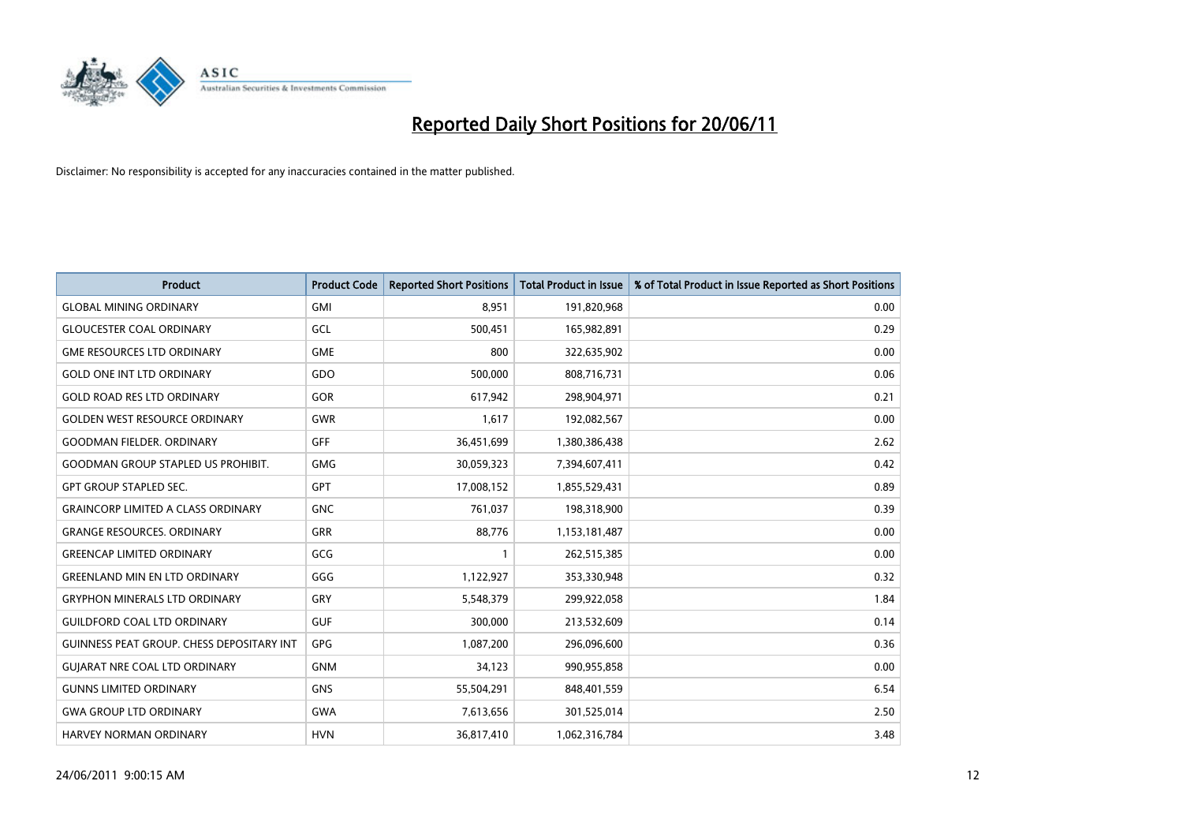# Reported Daily Short Positions for 20/06/11

Disclaimer: No responsibility is accepted for any inaccuracies contained in the matter published.

| Product | Product Code | Reported Short Positions | Total Product in Issue | % of Total Product in Issue Reported as Short Positions |
|---|---|---|---|---|
| GLOBAL MINING ORDINARY | GMI | 8,951 | 191,820,968 | 0.00 |
| GLOUCESTER COAL ORDINARY | GCL | 500,451 | 165,982,891 | 0.29 |
| GME RESOURCES LTD ORDINARY | GME | 800 | 322,635,902 | 0.00 |
| GOLD ONE INT LTD ORDINARY | GDO | 500,000 | 808,716,731 | 0.06 |
| GOLD ROAD RES LTD ORDINARY | GOR | 617,942 | 298,904,971 | 0.21 |
| GOLDEN WEST RESOURCE ORDINARY | GWR | 1,617 | 192,082,567 | 0.00 |
| GOODMAN FIELDER. ORDINARY | GFF | 36,451,699 | 1,380,386,438 | 2.62 |
| GOODMAN GROUP STAPLED US PROHIBIT. | GMG | 30,059,323 | 7,394,607,411 | 0.42 |
| GPT GROUP STAPLED SEC. | GPT | 17,008,152 | 1,855,529,431 | 0.89 |
| GRAINCORP LIMITED A CLASS ORDINARY | GNC | 761,037 | 198,318,900 | 0.39 |
| GRANGE RESOURCES. ORDINARY | GRR | 88,776 | 1,153,181,487 | 0.00 |
| GREENCAP LIMITED ORDINARY | GCG | 1 | 262,515,385 | 0.00 |
| GREENLAND MIN EN LTD ORDINARY | GGG | 1,122,927 | 353,330,948 | 0.32 |
| GRYPHON MINERALS LTD ORDINARY | GRY | 5,548,379 | 299,922,058 | 1.84 |
| GUILDFORD COAL LTD ORDINARY | GUF | 300,000 | 213,532,609 | 0.14 |
| GUINNESS PEAT GROUP. CHESS DEPOSITARY INT | GPG | 1,087,200 | 296,096,600 | 0.36 |
| GUJARAT NRE COAL LTD ORDINARY | GNM | 34,123 | 990,955,858 | 0.00 |
| GUNNS LIMITED ORDINARY | GNS | 55,504,291 | 848,401,559 | 6.54 |
| GWA GROUP LTD ORDINARY | GWA | 7,613,656 | 301,525,014 | 2.50 |
| HARVEY NORMAN ORDINARY | HVN | 36,817,410 | 1,062,316,784 | 3.48 |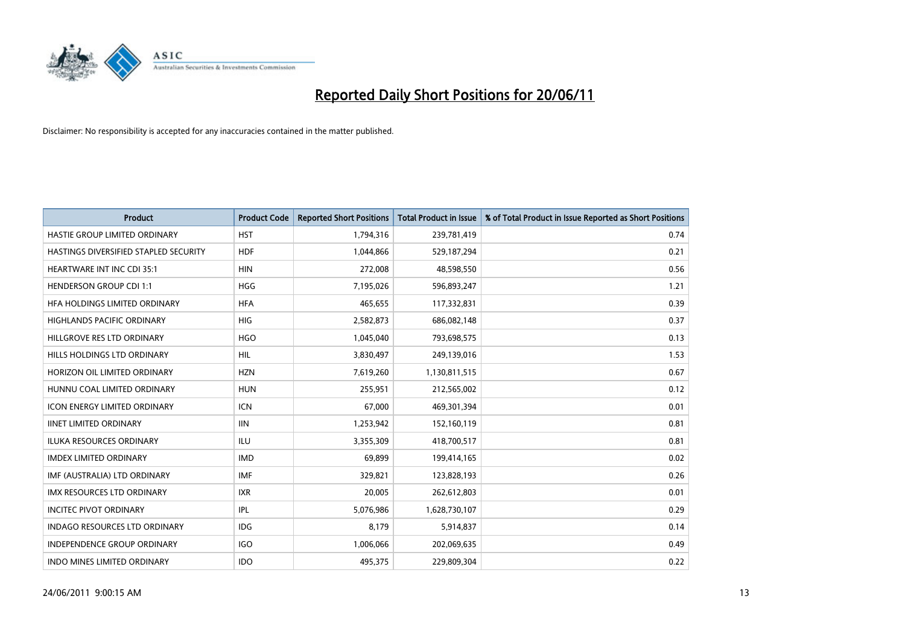# Reported Daily Short Positions for 20/06/11

Disclaimer: No responsibility is accepted for any inaccuracies contained in the matter published.

| Product | Product Code | Reported Short Positions | Total Product in Issue | % of Total Product in Issue Reported as Short Positions |
|---|---|---|---|---|
| HASTIE GROUP LIMITED ORDINARY | HST | 1,794,316 | 239,781,419 | 0.74 |
| HASTINGS DIVERSIFIED STAPLED SECURITY | HDF | 1,044,866 | 529,187,294 | 0.21 |
| HEARTWARE INT INC CDI 35:1 | HIN | 272,008 | 48,598,550 | 0.56 |
| HENDERSON GROUP CDI 1:1 | HGG | 7,195,026 | 596,893,247 | 1.21 |
| HFA HOLDINGS LIMITED ORDINARY | HFA | 465,655 | 117,332,831 | 0.39 |
| HIGHLANDS PACIFIC ORDINARY | HIG | 2,582,873 | 686,082,148 | 0.37 |
| HILLGROVE RES LTD ORDINARY | HGO | 1,045,040 | 793,698,575 | 0.13 |
| HILLS HOLDINGS LTD ORDINARY | HIL | 3,830,497 | 249,139,016 | 1.53 |
| HORIZON OIL LIMITED ORDINARY | HZN | 7,619,260 | 1,130,811,515 | 0.67 |
| HUNNU COAL LIMITED ORDINARY | HUN | 255,951 | 212,565,002 | 0.12 |
| ICON ENERGY LIMITED ORDINARY | ICN | 67,000 | 469,301,394 | 0.01 |
| IINET LIMITED ORDINARY | IIN | 1,253,942 | 152,160,119 | 0.81 |
| ILUKA RESOURCES ORDINARY | ILU | 3,355,309 | 418,700,517 | 0.81 |
| IMDEX LIMITED ORDINARY | IMD | 69,899 | 199,414,165 | 0.02 |
| IMF (AUSTRALIA) LTD ORDINARY | IMF | 329,821 | 123,828,193 | 0.26 |
| IMX RESOURCES LTD ORDINARY | IXR | 20,005 | 262,612,803 | 0.01 |
| INCITEC PIVOT ORDINARY | IPL | 5,076,986 | 1,628,730,107 | 0.29 |
| INDAGO RESOURCES LTD ORDINARY | IDG | 8,179 | 5,914,837 | 0.14 |
| INDEPENDENCE GROUP ORDINARY | IGO | 1,006,066 | 202,069,635 | 0.49 |
| INDO MINES LIMITED ORDINARY | IDO | 495,375 | 229,809,304 | 0.22 |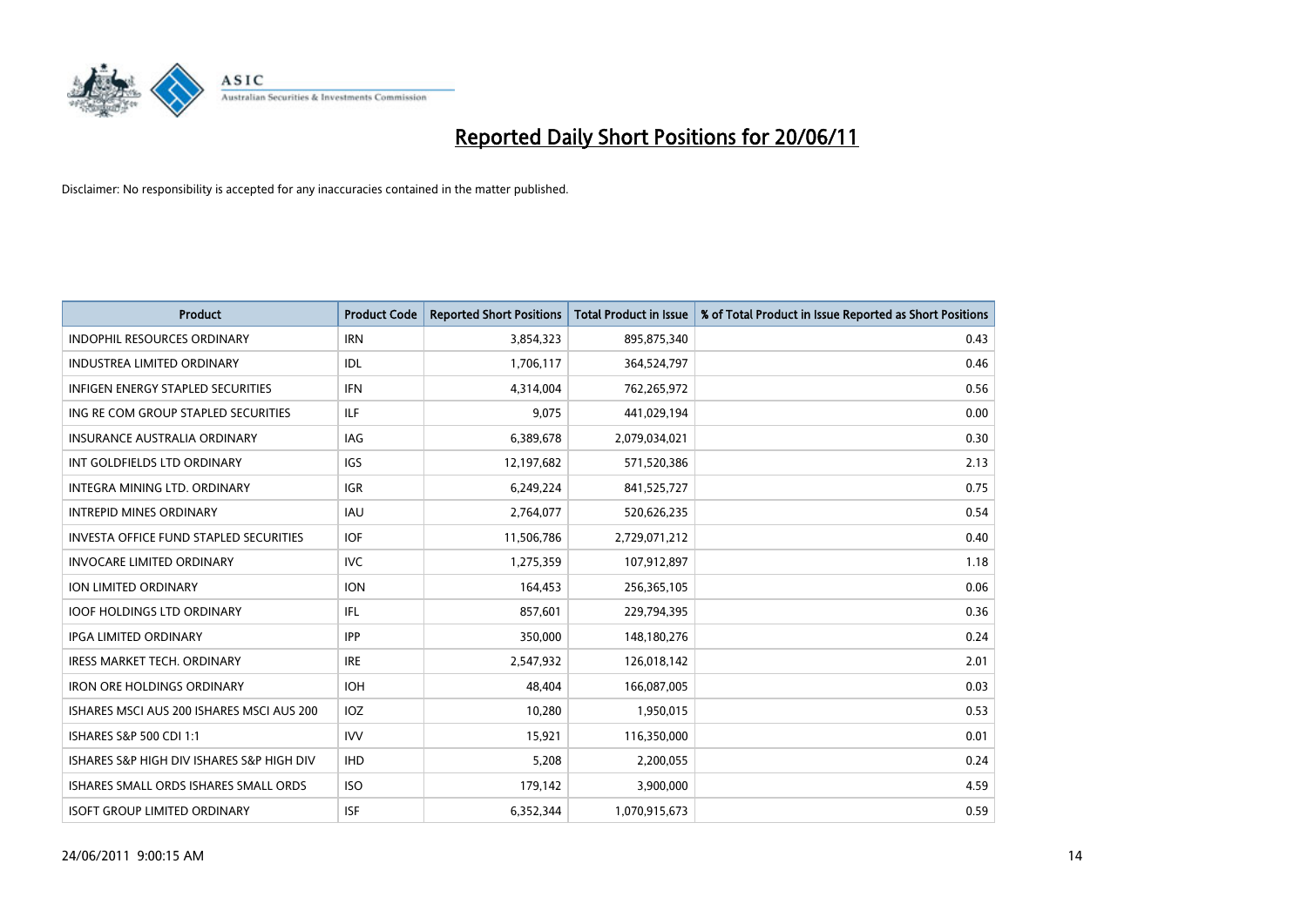# Reported Daily Short Positions for 20/06/11

Disclaimer: No responsibility is accepted for any inaccuracies contained in the matter published.

| Product | Product Code | Reported Short Positions | Total Product in Issue | % of Total Product in Issue Reported as Short Positions |
|---|---|---|---|---|
| INDOPHIL RESOURCES ORDINARY | IRN | 3,854,323 | 895,875,340 | 0.43 |
| INDUSTREA LIMITED ORDINARY | IDL | 1,706,117 | 364,524,797 | 0.46 |
| INFIGEN ENERGY STAPLED SECURITIES | IFN | 4,314,004 | 762,265,972 | 0.56 |
| ING RE COM GROUP STAPLED SECURITIES | ILF | 9,075 | 441,029,194 | 0.00 |
| INSURANCE AUSTRALIA ORDINARY | IAG | 6,389,678 | 2,079,034,021 | 0.30 |
| INT GOLDFIELDS LTD ORDINARY | IGS | 12,197,682 | 571,520,386 | 2.13 |
| INTEGRA MINING LTD. ORDINARY | IGR | 6,249,224 | 841,525,727 | 0.75 |
| INTREPID MINES ORDINARY | IAU | 2,764,077 | 520,626,235 | 0.54 |
| INVESTA OFFICE FUND STAPLED SECURITIES | IOF | 11,506,786 | 2,729,071,212 | 0.40 |
| INVOCARE LIMITED ORDINARY | IVC | 1,275,359 | 107,912,897 | 1.18 |
| ION LIMITED ORDINARY | ION | 164,453 | 256,365,105 | 0.06 |
| IOOF HOLDINGS LTD ORDINARY | IFL | 857,601 | 229,794,395 | 0.36 |
| IPGA LIMITED ORDINARY | IPP | 350,000 | 148,180,276 | 0.24 |
| IRESS MARKET TECH. ORDINARY | IRE | 2,547,932 | 126,018,142 | 2.01 |
| IRON ORE HOLDINGS ORDINARY | IOH | 48,404 | 166,087,005 | 0.03 |
| ISHARES MSCI AUS 200 ISHARES MSCI AUS 200 | IOZ | 10,280 | 1,950,015 | 0.53 |
| ISHARES S&P 500 CDI 1:1 | IVV | 15,921 | 116,350,000 | 0.01 |
| ISHARES S&P HIGH DIV ISHARES S&P HIGH DIV | IHD | 5,208 | 2,200,055 | 0.24 |
| ISHARES SMALL ORDS ISHARES SMALL ORDS | ISO | 179,142 | 3,900,000 | 4.59 |
| ISOFT GROUP LIMITED ORDINARY | ISF | 6,352,344 | 1,070,915,673 | 0.59 |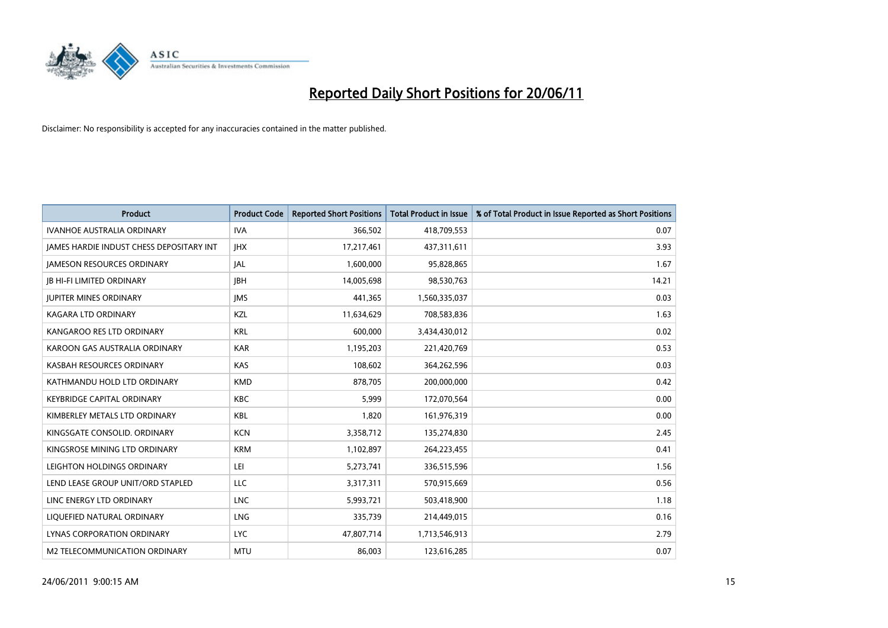# Reported Daily Short Positions for 20/06/11

Disclaimer: No responsibility is accepted for any inaccuracies contained in the matter published.

| Product | Product Code | Reported Short Positions | Total Product in Issue | % of Total Product in Issue Reported as Short Positions |
|---|---|---|---|---|
| IVANHOE AUSTRALIA ORDINARY | IVA | 366,502 | 418,709,553 | 0.07 |
| JAMES HARDIE INDUST CHESS DEPOSITARY INT | JHX | 17,217,461 | 437,311,611 | 3.93 |
| JAMESON RESOURCES ORDINARY | JAL | 1,600,000 | 95,828,865 | 1.67 |
| JB HI-FI LIMITED ORDINARY | JBH | 14,005,698 | 98,530,763 | 14.21 |
| JUPITER MINES ORDINARY | JMS | 441,365 | 1,560,335,037 | 0.03 |
| KAGARA LTD ORDINARY | KZL | 11,634,629 | 708,583,836 | 1.63 |
| KANGAROO RES LTD ORDINARY | KRL | 600,000 | 3,434,430,012 | 0.02 |
| KAROON GAS AUSTRALIA ORDINARY | KAR | 1,195,203 | 221,420,769 | 0.53 |
| KASBAH RESOURCES ORDINARY | KAS | 108,602 | 364,262,596 | 0.03 |
| KATHMANDU HOLD LTD ORDINARY | KMD | 878,705 | 200,000,000 | 0.42 |
| KEYBRIDGE CAPITAL ORDINARY | KBC | 5,999 | 172,070,564 | 0.00 |
| KIMBERLEY METALS LTD ORDINARY | KBL | 1,820 | 161,976,319 | 0.00 |
| KINGSGATE CONSOLID. ORDINARY | KCN | 3,358,712 | 135,274,830 | 2.45 |
| KINGSROSE MINING LTD ORDINARY | KRM | 1,102,897 | 264,223,455 | 0.41 |
| LEIGHTON HOLDINGS ORDINARY | LEI | 5,273,741 | 336,515,596 | 1.56 |
| LEND LEASE GROUP UNIT/ORD STAPLED | LLC | 3,317,311 | 570,915,669 | 0.56 |
| LINC ENERGY LTD ORDINARY | LNC | 5,993,721 | 503,418,900 | 1.18 |
| LIQUEFIED NATURAL ORDINARY | LNG | 335,739 | 214,449,015 | 0.16 |
| LYNAS CORPORATION ORDINARY | LYC | 47,807,714 | 1,713,546,913 | 2.79 |
| M2 TELECOMMUNICATION ORDINARY | MTU | 86,003 | 123,616,285 | 0.07 |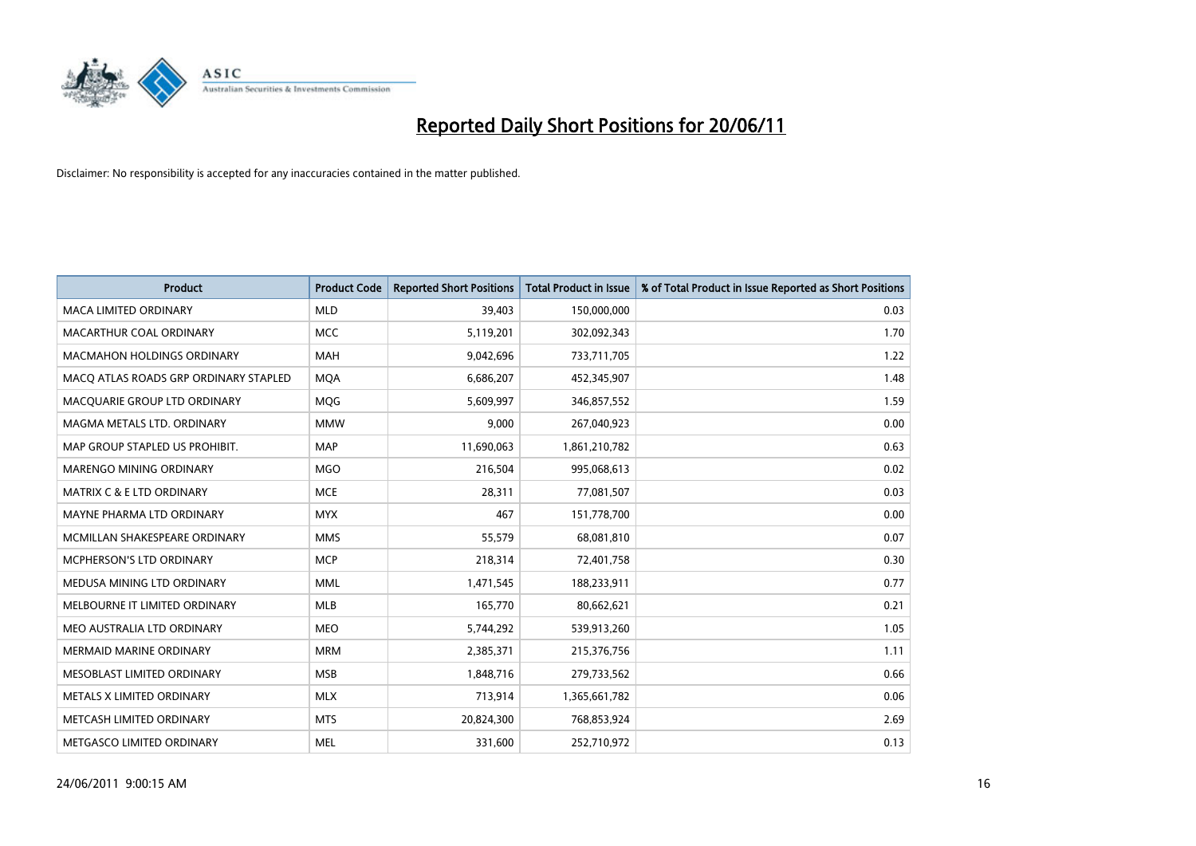# Reported Daily Short Positions for 20/06/11

Disclaimer: No responsibility is accepted for any inaccuracies contained in the matter published.

| Product | Product Code | Reported Short Positions | Total Product in Issue | % of Total Product in Issue Reported as Short Positions |
|---|---|---|---|---|
| MACA LIMITED ORDINARY | MLD | 39,403 | 150,000,000 | 0.03 |
| MACARTHUR COAL ORDINARY | MCC | 5,119,201 | 302,092,343 | 1.70 |
| MACMAHON HOLDINGS ORDINARY | MAH | 9,042,696 | 733,711,705 | 1.22 |
| MACQ ATLAS ROADS GRP ORDINARY STAPLED | MQA | 6,686,207 | 452,345,907 | 1.48 |
| MACQUARIE GROUP LTD ORDINARY | MQG | 5,609,997 | 346,857,552 | 1.59 |
| MAGMA METALS LTD. ORDINARY | MMW | 9,000 | 267,040,923 | 0.00 |
| MAP GROUP STAPLED US PROHIBIT. | MAP | 11,690,063 | 1,861,210,782 | 0.63 |
| MARENGO MINING ORDINARY | MGO | 216,504 | 995,068,613 | 0.02 |
| MATRIX C & E LTD ORDINARY | MCE | 28,311 | 77,081,507 | 0.03 |
| MAYNE PHARMA LTD ORDINARY | MYX | 467 | 151,778,700 | 0.00 |
| MCMILLAN SHAKESPEARE ORDINARY | MMS | 55,579 | 68,081,810 | 0.07 |
| MCPHERSON'S LTD ORDINARY | MCP | 218,314 | 72,401,758 | 0.30 |
| MEDUSA MINING LTD ORDINARY | MML | 1,471,545 | 188,233,911 | 0.77 |
| MELBOURNE IT LIMITED ORDINARY | MLB | 165,770 | 80,662,621 | 0.21 |
| MEO AUSTRALIA LTD ORDINARY | MEO | 5,744,292 | 539,913,260 | 1.05 |
| MERMAID MARINE ORDINARY | MRM | 2,385,371 | 215,376,756 | 1.11 |
| MESOBLAST LIMITED ORDINARY | MSB | 1,848,716 | 279,733,562 | 0.66 |
| METALS X LIMITED ORDINARY | MLX | 713,914 | 1,365,661,782 | 0.06 |
| METCASH LIMITED ORDINARY | MTS | 20,824,300 | 768,853,924 | 2.69 |
| METGASCO LIMITED ORDINARY | MEL | 331,600 | 252,710,972 | 0.13 |

24/06/2011 9:00:15 AM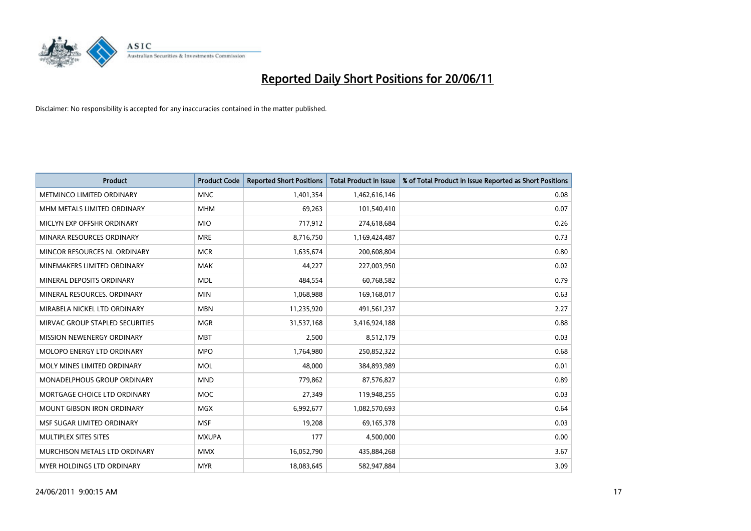# Reported Daily Short Positions for 20/06/11

Disclaimer: No responsibility is accepted for any inaccuracies contained in the matter published.

| Product | Product Code | Reported Short Positions | Total Product in Issue | % of Total Product in Issue Reported as Short Positions |
|---|---|---|---|---|
| METMINCO LIMITED ORDINARY | MNC | 1,401,354 | 1,462,616,146 | 0.08 |
| MHM METALS LIMITED ORDINARY | MHM | 69,263 | 101,540,410 | 0.07 |
| MICLYN EXP OFFSHR ORDINARY | MIO | 717,912 | 274,618,684 | 0.26 |
| MINARA RESOURCES ORDINARY | MRE | 8,716,750 | 1,169,424,487 | 0.73 |
| MINCOR RESOURCES NL ORDINARY | MCR | 1,635,674 | 200,608,804 | 0.80 |
| MINEMAKERS LIMITED ORDINARY | MAK | 44,227 | 227,003,950 | 0.02 |
| MINERAL DEPOSITS ORDINARY | MDL | 484,554 | 60,768,582 | 0.79 |
| MINERAL RESOURCES. ORDINARY | MIN | 1,068,988 | 169,168,017 | 0.63 |
| MIRABELA NICKEL LTD ORDINARY | MBN | 11,235,920 | 491,561,237 | 2.27 |
| MIRVAC GROUP STAPLED SECURITIES | MGR | 31,537,168 | 3,416,924,188 | 0.88 |
| MISSION NEWENERGY ORDINARY | MBT | 2,500 | 8,512,179 | 0.03 |
| MOLOPO ENERGY LTD ORDINARY | MPO | 1,764,980 | 250,852,322 | 0.68 |
| MOLY MINES LIMITED ORDINARY | MOL | 48,000 | 384,893,989 | 0.01 |
| MONADELPHOUS GROUP ORDINARY | MND | 779,862 | 87,576,827 | 0.89 |
| MORTGAGE CHOICE LTD ORDINARY | MOC | 27,349 | 119,948,255 | 0.03 |
| MOUNT GIBSON IRON ORDINARY | MGX | 6,992,677 | 1,082,570,693 | 0.64 |
| MSF SUGAR LIMITED ORDINARY | MSF | 19,208 | 69,165,378 | 0.03 |
| MULTIPLEX SITES SITES | MXUPA | 177 | 4,500,000 | 0.00 |
| MURCHISON METALS LTD ORDINARY | MMX | 16,052,790 | 435,884,268 | 3.67 |
| MYER HOLDINGS LTD ORDINARY | MYR | 18,083,645 | 582,947,884 | 3.09 |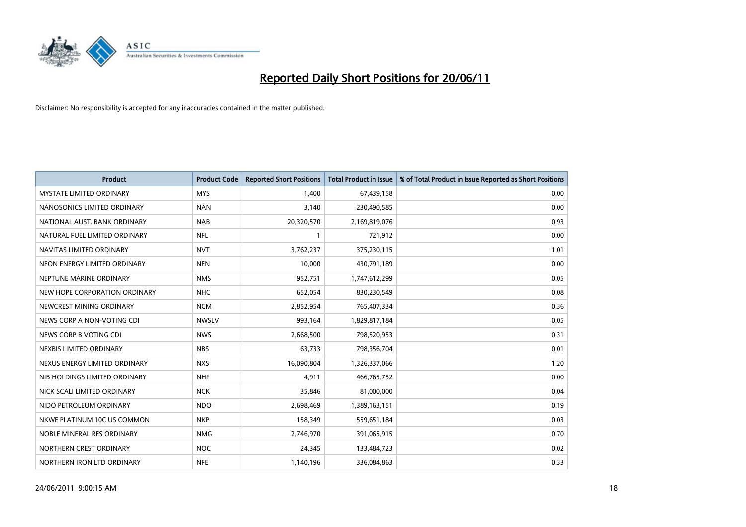# Reported Daily Short Positions for 20/06/11

Disclaimer: No responsibility is accepted for any inaccuracies contained in the matter published.

| Product | Product Code | Reported Short Positions | Total Product in Issue | % of Total Product in Issue Reported as Short Positions |
|---|---|---|---|---|
| MYSTATE LIMITED ORDINARY | MYS | 1,400 | 67,439,158 | 0.00 |
| NANOSONICS LIMITED ORDINARY | NAN | 3,140 | 230,490,585 | 0.00 |
| NATIONAL AUST. BANK ORDINARY | NAB | 20,320,570 | 2,169,819,076 | 0.93 |
| NATURAL FUEL LIMITED ORDINARY | NFL | 1 | 721,912 | 0.00 |
| NAVITAS LIMITED ORDINARY | NVT | 3,762,237 | 375,230,115 | 1.01 |
| NEON ENERGY LIMITED ORDINARY | NEN | 10,000 | 430,791,189 | 0.00 |
| NEPTUNE MARINE ORDINARY | NMS | 952,751 | 1,747,612,299 | 0.05 |
| NEW HOPE CORPORATION ORDINARY | NHC | 652,054 | 830,230,549 | 0.08 |
| NEWCREST MINING ORDINARY | NCM | 2,852,954 | 765,407,334 | 0.36 |
| NEWS CORP A NON-VOTING CDI | NWSLV | 993,164 | 1,829,817,184 | 0.05 |
| NEWS CORP B VOTING CDI | NWS | 2,668,500 | 798,520,953 | 0.31 |
| NEXBIS LIMITED ORDINARY | NBS | 63,733 | 798,356,704 | 0.01 |
| NEXUS ENERGY LIMITED ORDINARY | NXS | 16,090,804 | 1,326,337,066 | 1.20 |
| NIB HOLDINGS LIMITED ORDINARY | NHF | 4,911 | 466,765,752 | 0.00 |
| NICK SCALI LIMITED ORDINARY | NCK | 35,846 | 81,000,000 | 0.04 |
| NIDO PETROLEUM ORDINARY | NDO | 2,698,469 | 1,389,163,151 | 0.19 |
| NKWE PLATINUM 10C US COMMON | NKP | 158,349 | 559,651,184 | 0.03 |
| NOBLE MINERAL RES ORDINARY | NMG | 2,746,970 | 391,065,915 | 0.70 |
| NORTHERN CREST ORDINARY | NOC | 24,345 | 133,484,723 | 0.02 |
| NORTHERN IRON LTD ORDINARY | NFE | 1,140,196 | 336,084,863 | 0.33 |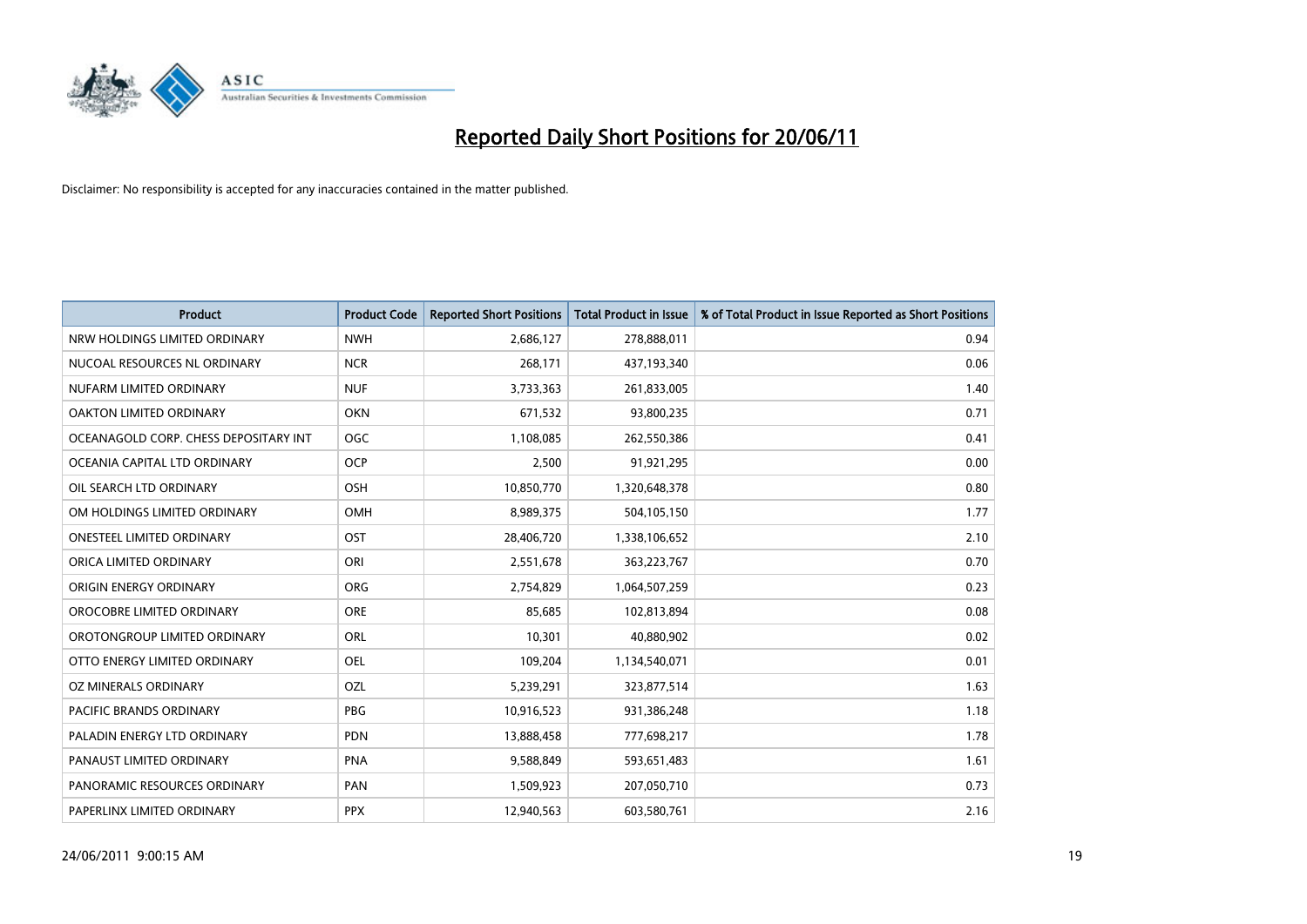# Reported Daily Short Positions for 20/06/11

Disclaimer: No responsibility is accepted for any inaccuracies contained in the matter published.

| Product | Product Code | Reported Short Positions | Total Product in Issue | % of Total Product in Issue Reported as Short Positions |
|---|---|---|---|---|
| NRW HOLDINGS LIMITED ORDINARY | NWH | 2,686,127 | 278,888,011 | 0.94 |
| NUCOAL RESOURCES NL ORDINARY | NCR | 268,171 | 437,193,340 | 0.06 |
| NUFARM LIMITED ORDINARY | NUF | 3,733,363 | 261,833,005 | 1.40 |
| OAKTON LIMITED ORDINARY | OKN | 671,532 | 93,800,235 | 0.71 |
| OCEANAGOLD CORP. CHESS DEPOSITARY INT | OGC | 1,108,085 | 262,550,386 | 0.41 |
| OCEANIA CAPITAL LTD ORDINARY | OCP | 2,500 | 91,921,295 | 0.00 |
| OIL SEARCH LTD ORDINARY | OSH | 10,850,770 | 1,320,648,378 | 0.80 |
| OM HOLDINGS LIMITED ORDINARY | OMH | 8,989,375 | 504,105,150 | 1.77 |
| ONESTEEL LIMITED ORDINARY | OST | 28,406,720 | 1,338,106,652 | 2.10 |
| ORICA LIMITED ORDINARY | ORI | 2,551,678 | 363,223,767 | 0.70 |
| ORIGIN ENERGY ORDINARY | ORG | 2,754,829 | 1,064,507,259 | 0.23 |
| OROCOBRE LIMITED ORDINARY | ORE | 85,685 | 102,813,894 | 0.08 |
| OROTONGROUP LIMITED ORDINARY | ORL | 10,301 | 40,880,902 | 0.02 |
| OTTO ENERGY LIMITED ORDINARY | OEL | 109,204 | 1,134,540,071 | 0.01 |
| OZ MINERALS ORDINARY | OZL | 5,239,291 | 323,877,514 | 1.63 |
| PACIFIC BRANDS ORDINARY | PBG | 10,916,523 | 931,386,248 | 1.18 |
| PALADIN ENERGY LTD ORDINARY | PDN | 13,888,458 | 777,698,217 | 1.78 |
| PANAUST LIMITED ORDINARY | PNA | 9,588,849 | 593,651,483 | 1.61 |
| PANORAMIC RESOURCES ORDINARY | PAN | 1,509,923 | 207,050,710 | 0.73 |
| PAPERLINX LIMITED ORDINARY | PPX | 12,940,563 | 603,580,761 | 2.16 |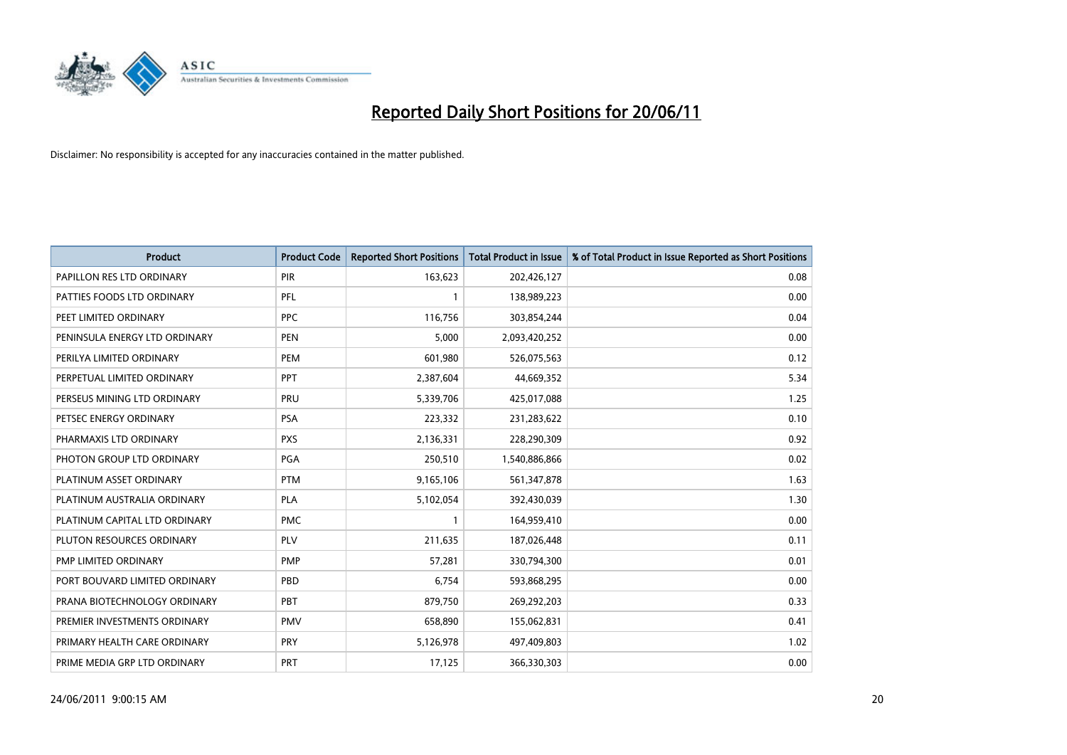# Reported Daily Short Positions for 20/06/11

Disclaimer: No responsibility is accepted for any inaccuracies contained in the matter published.

| Product | Product Code | Reported Short Positions | Total Product in Issue | % of Total Product in Issue Reported as Short Positions |
|---|---|---|---|---|
| PAPILLON RES LTD ORDINARY | PIR | 163,623 | 202,426,127 | 0.08 |
| PATTIES FOODS LTD ORDINARY | PFL | 1 | 138,989,223 | 0.00 |
| PEET LIMITED ORDINARY | PPC | 116,756 | 303,854,244 | 0.04 |
| PENINSULA ENERGY LTD ORDINARY | PEN | 5,000 | 2,093,420,252 | 0.00 |
| PERILYA LIMITED ORDINARY | PEM | 601,980 | 526,075,563 | 0.12 |
| PERPETUAL LIMITED ORDINARY | PPT | 2,387,604 | 44,669,352 | 5.34 |
| PERSEUS MINING LTD ORDINARY | PRU | 5,339,706 | 425,017,088 | 1.25 |
| PETSEC ENERGY ORDINARY | PSA | 223,332 | 231,283,622 | 0.10 |
| PHARMAXIS LTD ORDINARY | PXS | 2,136,331 | 228,290,309 | 0.92 |
| PHOTON GROUP LTD ORDINARY | PGA | 250,510 | 1,540,886,866 | 0.02 |
| PLATINUM ASSET ORDINARY | PTM | 9,165,106 | 561,347,878 | 1.63 |
| PLATINUM AUSTRALIA ORDINARY | PLA | 5,102,054 | 392,430,039 | 1.30 |
| PLATINUM CAPITAL LTD ORDINARY | PMC | 1 | 164,959,410 | 0.00 |
| PLUTON RESOURCES ORDINARY | PLV | 211,635 | 187,026,448 | 0.11 |
| PMP LIMITED ORDINARY | PMP | 57,281 | 330,794,300 | 0.01 |
| PORT BOUVARD LIMITED ORDINARY | PBD | 6,754 | 593,868,295 | 0.00 |
| PRANA BIOTECHNOLOGY ORDINARY | PBT | 879,750 | 269,292,203 | 0.33 |
| PREMIER INVESTMENTS ORDINARY | PMV | 658,890 | 155,062,831 | 0.41 |
| PRIMARY HEALTH CARE ORDINARY | PRY | 5,126,978 | 497,409,803 | 1.02 |
| PRIME MEDIA GRP LTD ORDINARY | PRT | 17,125 | 366,330,303 | 0.00 |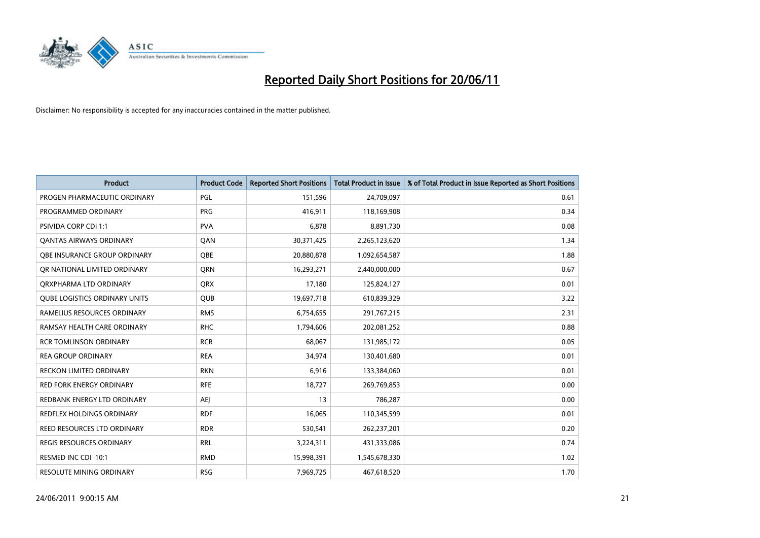# Reported Daily Short Positions for 20/06/11

Disclaimer: No responsibility is accepted for any inaccuracies contained in the matter published.

| Product | Product Code | Reported Short Positions | Total Product in Issue | % of Total Product in Issue Reported as Short Positions |
|---|---|---|---|---|
| PROGEN PHARMACEUTIC ORDINARY | PGL | 151,596 | 24,709,097 | 0.61 |
| PROGRAMMED ORDINARY | PRG | 416,911 | 118,169,908 | 0.34 |
| PSIVIDA CORP CDI 1:1 | PVA | 6,878 | 8,891,730 | 0.08 |
| QANTAS AIRWAYS ORDINARY | QAN | 30,371,425 | 2,265,123,620 | 1.34 |
| QBE INSURANCE GROUP ORDINARY | QBE | 20,880,878 | 1,092,654,587 | 1.88 |
| QR NATIONAL LIMITED ORDINARY | QRN | 16,293,271 | 2,440,000,000 | 0.67 |
| QRXPHARMA LTD ORDINARY | QRX | 17,180 | 125,824,127 | 0.01 |
| QUBE LOGISTICS ORDINARY UNITS | QUB | 19,697,718 | 610,839,329 | 3.22 |
| RAMELIUS RESOURCES ORDINARY | RMS | 6,754,655 | 291,767,215 | 2.31 |
| RAMSAY HEALTH CARE ORDINARY | RHC | 1,794,606 | 202,081,252 | 0.88 |
| RCR TOMLINSON ORDINARY | RCR | 68,067 | 131,985,172 | 0.05 |
| REA GROUP ORDINARY | REA | 34,974 | 130,401,680 | 0.01 |
| RECKON LIMITED ORDINARY | RKN | 6,916 | 133,384,060 | 0.01 |
| RED FORK ENERGY ORDINARY | RFE | 18,727 | 269,769,853 | 0.00 |
| REDBANK ENERGY LTD ORDINARY | AEJ | 13 | 786,287 | 0.00 |
| REDFLEX HOLDINGS ORDINARY | RDF | 16,065 | 110,345,599 | 0.01 |
| REED RESOURCES LTD ORDINARY | RDR | 530,541 | 262,237,201 | 0.20 |
| REGIS RESOURCES ORDINARY | RRL | 3,224,311 | 431,333,086 | 0.74 |
| RESMED INC CDI 10:1 | RMD | 15,998,391 | 1,545,678,330 | 1.02 |
| RESOLUTE MINING ORDINARY | RSG | 7,969,725 | 467,618,520 | 1.70 |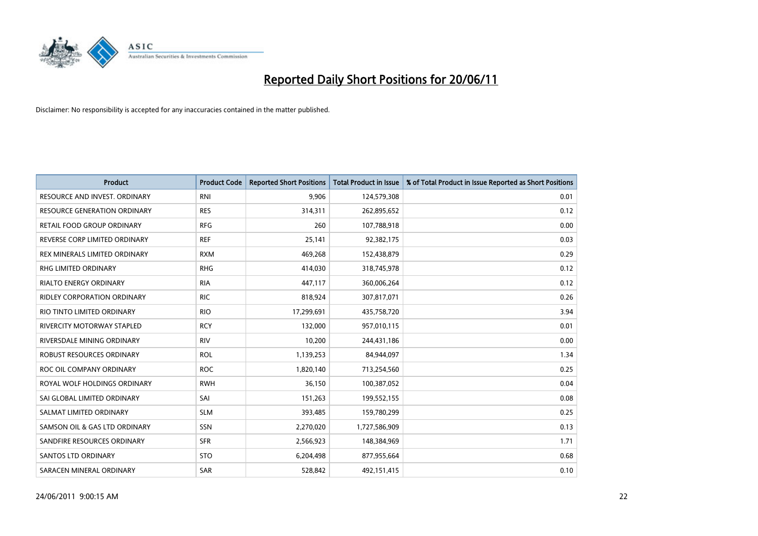# Reported Daily Short Positions for 20/06/11

Disclaimer: No responsibility is accepted for any inaccuracies contained in the matter published.

| Product | Product Code | Reported Short Positions | Total Product in Issue | % of Total Product in Issue Reported as Short Positions |
|---|---|---|---|---|
| RESOURCE AND INVEST. ORDINARY | RNI | 9,906 | 124,579,308 | 0.01 |
| RESOURCE GENERATION ORDINARY | RES | 314,311 | 262,895,652 | 0.12 |
| RETAIL FOOD GROUP ORDINARY | RFG | 260 | 107,788,918 | 0.00 |
| REVERSE CORP LIMITED ORDINARY | REF | 25,141 | 92,382,175 | 0.03 |
| REX MINERALS LIMITED ORDINARY | RXM | 469,268 | 152,438,879 | 0.29 |
| RHG LIMITED ORDINARY | RHG | 414,030 | 318,745,978 | 0.12 |
| RIALTO ENERGY ORDINARY | RIA | 447,117 | 360,006,264 | 0.12 |
| RIDLEY CORPORATION ORDINARY | RIC | 818,924 | 307,817,071 | 0.26 |
| RIO TINTO LIMITED ORDINARY | RIO | 17,299,691 | 435,758,720 | 3.94 |
| RIVERCITY MOTORWAY STAPLED | RCY | 132,000 | 957,010,115 | 0.01 |
| RIVERSDALE MINING ORDINARY | RIV | 10,200 | 244,431,186 | 0.00 |
| ROBUST RESOURCES ORDINARY | ROL | 1,139,253 | 84,944,097 | 1.34 |
| ROC OIL COMPANY ORDINARY | ROC | 1,820,140 | 713,254,560 | 0.25 |
| ROYAL WOLF HOLDINGS ORDINARY | RWH | 36,150 | 100,387,052 | 0.04 |
| SAI GLOBAL LIMITED ORDINARY | SAI | 151,263 | 199,552,155 | 0.08 |
| SALMAT LIMITED ORDINARY | SLM | 393,485 | 159,780,299 | 0.25 |
| SAMSON OIL & GAS LTD ORDINARY | SSN | 2,270,020 | 1,727,586,909 | 0.13 |
| SANDFIRE RESOURCES ORDINARY | SFR | 2,566,923 | 148,384,969 | 1.71 |
| SANTOS LTD ORDINARY | STO | 6,204,498 | 877,955,664 | 0.68 |
| SARACEN MINERAL ORDINARY | SAR | 528,842 | 492,151,415 | 0.10 |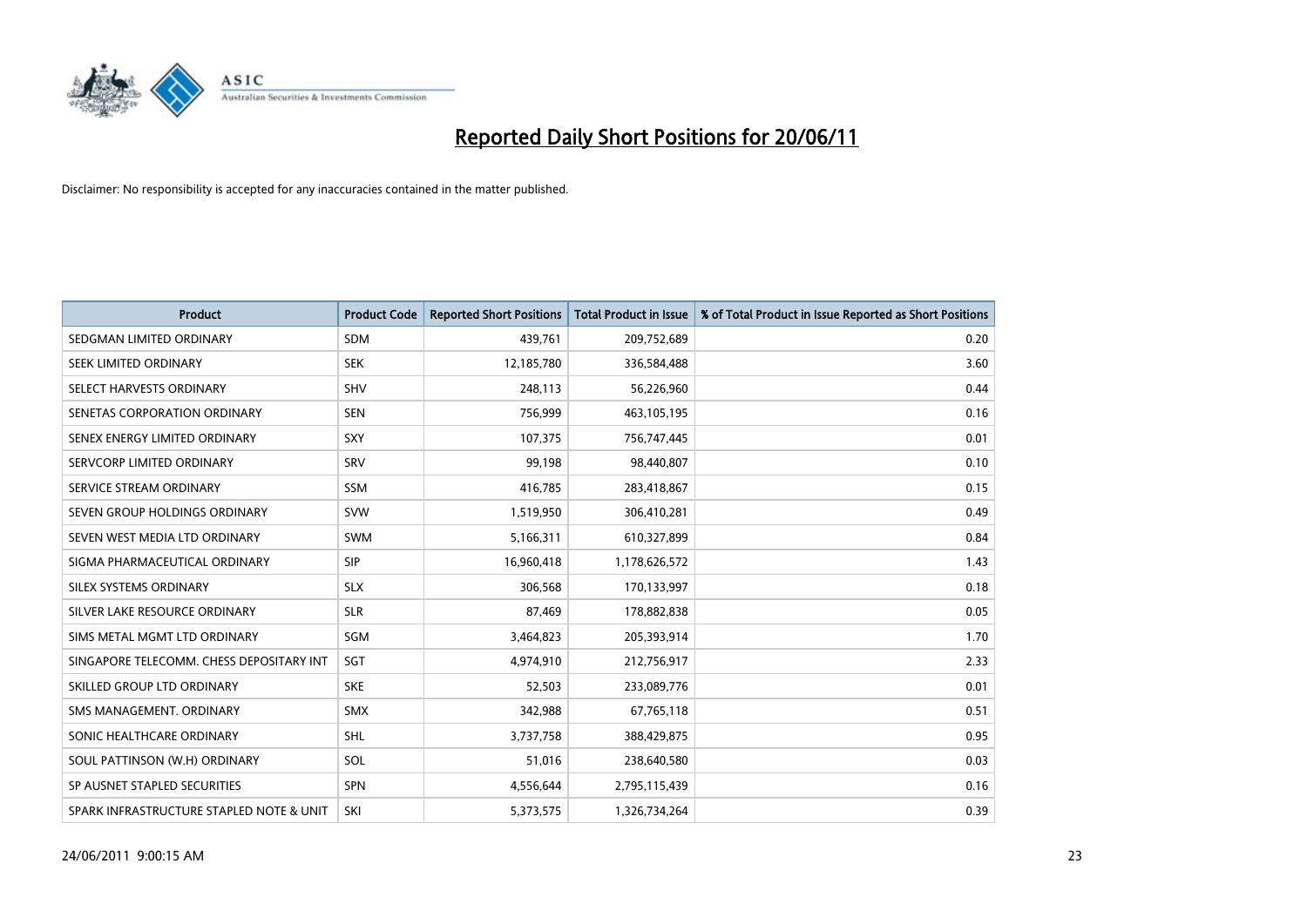# Reported Daily Short Positions for 20/06/11

Disclaimer: No responsibility is accepted for any inaccuracies contained in the matter published.

| Product | Product Code | Reported Short Positions | Total Product in Issue | % of Total Product in Issue Reported as Short Positions |
|---|---|---|---|---|
| SEDGMAN LIMITED ORDINARY | SDM | 439,761 | 209,752,689 | 0.20 |
| SEEK LIMITED ORDINARY | SEK | 12,185,780 | 336,584,488 | 3.60 |
| SELECT HARVESTS ORDINARY | SHV | 248,113 | 56,226,960 | 0.44 |
| SENETAS CORPORATION ORDINARY | SEN | 756,999 | 463,105,195 | 0.16 |
| SENEX ENERGY LIMITED ORDINARY | SXY | 107,375 | 756,747,445 | 0.01 |
| SERVCORP LIMITED ORDINARY | SRV | 99,198 | 98,440,807 | 0.10 |
| SERVICE STREAM ORDINARY | SSM | 416,785 | 283,418,867 | 0.15 |
| SEVEN GROUP HOLDINGS ORDINARY | SVW | 1,519,950 | 306,410,281 | 0.49 |
| SEVEN WEST MEDIA LTD ORDINARY | SWM | 5,166,311 | 610,327,899 | 0.84 |
| SIGMA PHARMACEUTICAL ORDINARY | SIP | 16,960,418 | 1,178,626,572 | 1.43 |
| SILEX SYSTEMS ORDINARY | SLX | 306,568 | 170,133,997 | 0.18 |
| SILVER LAKE RESOURCE ORDINARY | SLR | 87,469 | 178,882,838 | 0.05 |
| SIMS METAL MGMT LTD ORDINARY | SGM | 3,464,823 | 205,393,914 | 1.70 |
| SINGAPORE TELECOMM. CHESS DEPOSITARY INT | SGT | 4,974,910 | 212,756,917 | 2.33 |
| SKILLED GROUP LTD ORDINARY | SKE | 52,503 | 233,089,776 | 0.01 |
| SMS MANAGEMENT. ORDINARY | SMX | 342,988 | 67,765,118 | 0.51 |
| SONIC HEALTHCARE ORDINARY | SHL | 3,737,758 | 388,429,875 | 0.95 |
| SOUL PATTINSON (W.H) ORDINARY | SOL | 51,016 | 238,640,580 | 0.03 |
| SP AUSNET STAPLED SECURITIES | SPN | 4,556,644 | 2,795,115,439 | 0.16 |
| SPARK INFRASTRUCTURE STAPLED NOTE & UNIT | SKI | 5,373,575 | 1,326,734,264 | 0.39 |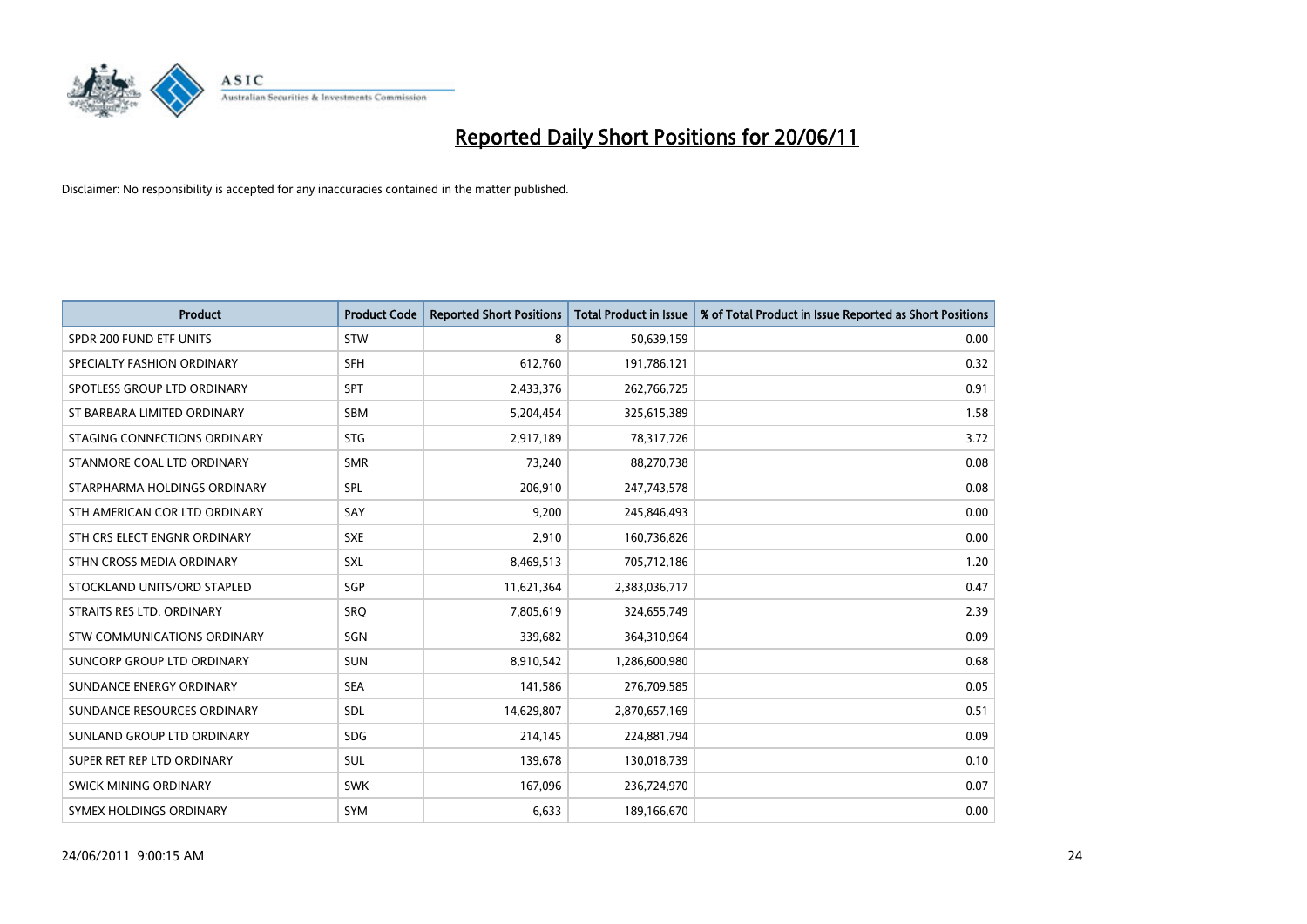# Reported Daily Short Positions for 20/06/11

Disclaimer: No responsibility is accepted for any inaccuracies contained in the matter published.

| Product | Product Code | Reported Short Positions | Total Product in Issue | % of Total Product in Issue Reported as Short Positions |
|---|---|---|---|---|
| SPDR 200 FUND ETF UNITS | STW | 8 | 50,639,159 | 0.00 |
| SPECIALTY FASHION ORDINARY | SFH | 612,760 | 191,786,121 | 0.32 |
| SPOTLESS GROUP LTD ORDINARY | SPT | 2,433,376 | 262,766,725 | 0.91 |
| ST BARBARA LIMITED ORDINARY | SBM | 5,204,454 | 325,615,389 | 1.58 |
| STAGING CONNECTIONS ORDINARY | STG | 2,917,189 | 78,317,726 | 3.72 |
| STANMORE COAL LTD ORDINARY | SMR | 73,240 | 88,270,738 | 0.08 |
| STARPHARMA HOLDINGS ORDINARY | SPL | 206,910 | 247,743,578 | 0.08 |
| STH AMERICAN COR LTD ORDINARY | SAY | 9,200 | 245,846,493 | 0.00 |
| STH CRS ELECT ENGNR ORDINARY | SXE | 2,910 | 160,736,826 | 0.00 |
| STHN CROSS MEDIA ORDINARY | SXL | 8,469,513 | 705,712,186 | 1.20 |
| STOCKLAND UNITS/ORD STAPLED | SGP | 11,621,364 | 2,383,036,717 | 0.47 |
| STRAITS RES LTD. ORDINARY | SRQ | 7,805,619 | 324,655,749 | 2.39 |
| STW COMMUNICATIONS ORDINARY | SGN | 339,682 | 364,310,964 | 0.09 |
| SUNCORP GROUP LTD ORDINARY | SUN | 8,910,542 | 1,286,600,980 | 0.68 |
| SUNDANCE ENERGY ORDINARY | SEA | 141,586 | 276,709,585 | 0.05 |
| SUNDANCE RESOURCES ORDINARY | SDL | 14,629,807 | 2,870,657,169 | 0.51 |
| SUNLAND GROUP LTD ORDINARY | SDG | 214,145 | 224,881,794 | 0.09 |
| SUPER RET REP LTD ORDINARY | SUL | 139,678 | 130,018,739 | 0.10 |
| SWICK MINING ORDINARY | SWK | 167,096 | 236,724,970 | 0.07 |
| SYMEX HOLDINGS ORDINARY | SYM | 6,633 | 189,166,670 | 0.00 |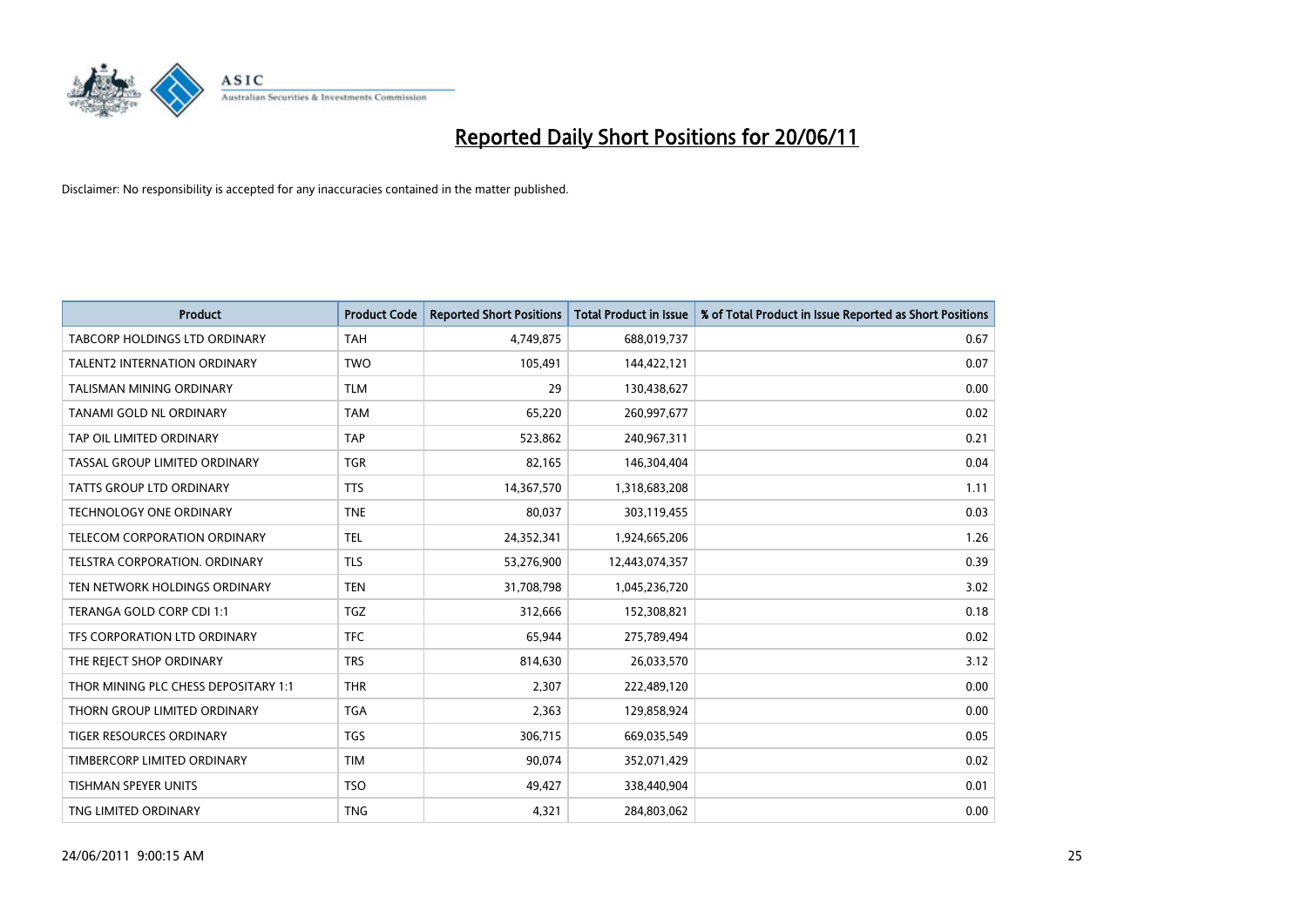# Reported Daily Short Positions for 20/06/11

Disclaimer: No responsibility is accepted for any inaccuracies contained in the matter published.

| Product | Product Code | Reported Short Positions | Total Product in Issue | % of Total Product in Issue Reported as Short Positions |
| --- | --- | --- | --- | --- |
| TABCORP HOLDINGS LTD ORDINARY | TAH | 4,749,875 | 688,019,737 | 0.67 |
| TALENT2 INTERNATION ORDINARY | TWO | 105,491 | 144,422,121 | 0.07 |
| TALISMAN MINING ORDINARY | TLM | 29 | 130,438,627 | 0.00 |
| TANAMI GOLD NL ORDINARY | TAM | 65,220 | 260,997,677 | 0.02 |
| TAP OIL LIMITED ORDINARY | TAP | 523,862 | 240,967,311 | 0.21 |
| TASSAL GROUP LIMITED ORDINARY | TGR | 82,165 | 146,304,404 | 0.04 |
| TATTS GROUP LTD ORDINARY | TTS | 14,367,570 | 1,318,683,208 | 1.11 |
| TECHNOLOGY ONE ORDINARY | TNE | 80,037 | 303,119,455 | 0.03 |
| TELECOM CORPORATION ORDINARY | TEL | 24,352,341 | 1,924,665,206 | 1.26 |
| TELSTRA CORPORATION. ORDINARY | TLS | 53,276,900 | 12,443,074,357 | 0.39 |
| TEN NETWORK HOLDINGS ORDINARY | TEN | 31,708,798 | 1,045,236,720 | 3.02 |
| TERANGA GOLD CORP CDI 1:1 | TGZ | 312,666 | 152,308,821 | 0.18 |
| TFS CORPORATION LTD ORDINARY | TFC | 65,944 | 275,789,494 | 0.02 |
| THE REJECT SHOP ORDINARY | TRS | 814,630 | 26,033,570 | 3.12 |
| THOR MINING PLC CHESS DEPOSITARY 1:1 | THR | 2,307 | 222,489,120 | 0.00 |
| THORN GROUP LIMITED ORDINARY | TGA | 2,363 | 129,858,924 | 0.00 |
| TIGER RESOURCES ORDINARY | TGS | 306,715 | 669,035,549 | 0.05 |
| TIMBERCORP LIMITED ORDINARY | TIM | 90,074 | 352,071,429 | 0.02 |
| TISHMAN SPEYER UNITS | TSO | 49,427 | 338,440,904 | 0.01 |
| TNG LIMITED ORDINARY | TNG | 4,321 | 284,803,062 | 0.00 |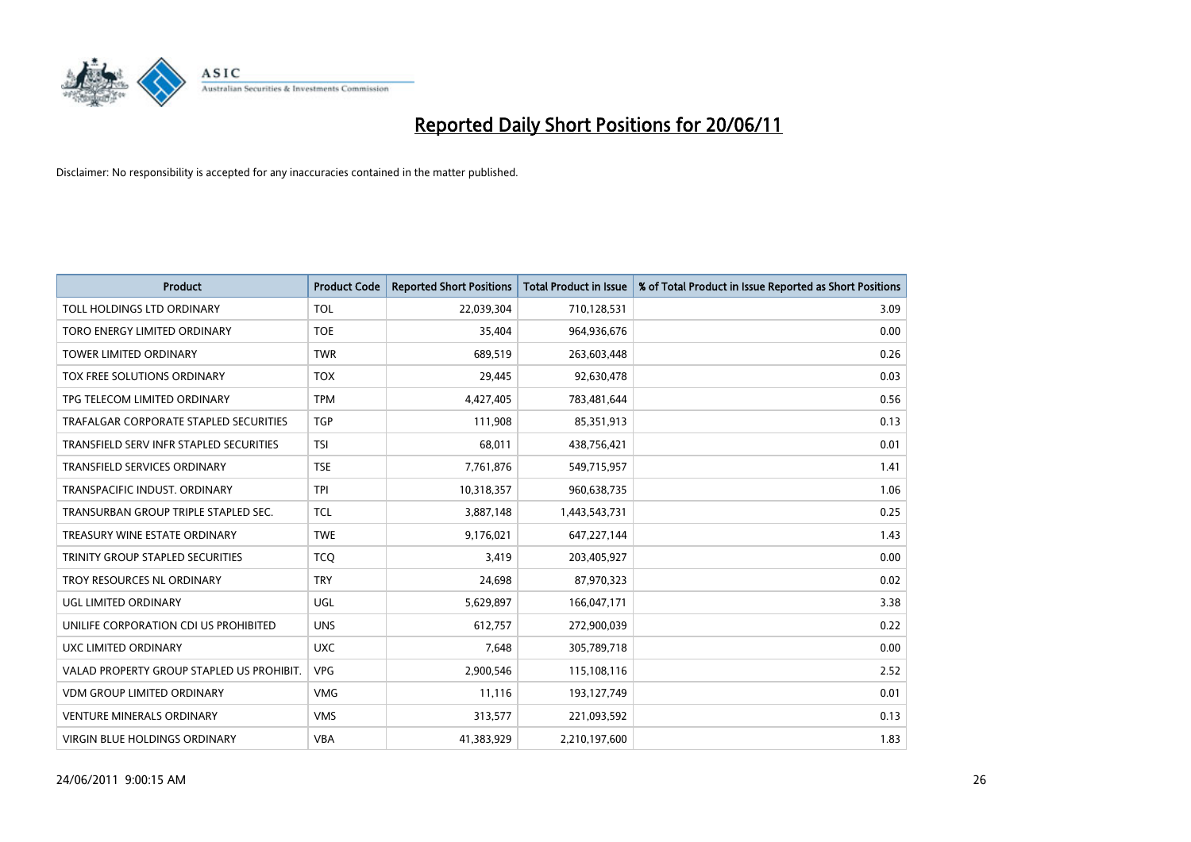# Reported Daily Short Positions for 20/06/11

Disclaimer: No responsibility is accepted for any inaccuracies contained in the matter published.

| Product | Product Code | Reported Short Positions | Total Product in Issue | % of Total Product in Issue Reported as Short Positions |
|---|---|---|---|---|
| TOLL HOLDINGS LTD ORDINARY | TOL | 22,039,304 | 710,128,531 | 3.09 |
| TORO ENERGY LIMITED ORDINARY | TOE | 35,404 | 964,936,676 | 0.00 |
| TOWER LIMITED ORDINARY | TWR | 689,519 | 263,603,448 | 0.26 |
| TOX FREE SOLUTIONS ORDINARY | TOX | 29,445 | 92,630,478 | 0.03 |
| TPG TELECOM LIMITED ORDINARY | TPM | 4,427,405 | 783,481,644 | 0.56 |
| TRAFALGAR CORPORATE STAPLED SECURITIES | TGP | 111,908 | 85,351,913 | 0.13 |
| TRANSFIELD SERV INFR STAPLED SECURITIES | TSI | 68,011 | 438,756,421 | 0.01 |
| TRANSFIELD SERVICES ORDINARY | TSE | 7,761,876 | 549,715,957 | 1.41 |
| TRANSPACIFIC INDUST. ORDINARY | TPI | 10,318,357 | 960,638,735 | 1.06 |
| TRANSURBAN GROUP TRIPLE STAPLED SEC. | TCL | 3,887,148 | 1,443,543,731 | 0.25 |
| TREASURY WINE ESTATE ORDINARY | TWE | 9,176,021 | 647,227,144 | 1.43 |
| TRINITY GROUP STAPLED SECURITIES | TCQ | 3,419 | 203,405,927 | 0.00 |
| TROY RESOURCES NL ORDINARY | TRY | 24,698 | 87,970,323 | 0.02 |
| UGL LIMITED ORDINARY | UGL | 5,629,897 | 166,047,171 | 3.38 |
| UNILIFE CORPORATION CDI US PROHIBITED | UNS | 612,757 | 272,900,039 | 0.22 |
| UXC LIMITED ORDINARY | UXC | 7,648 | 305,789,718 | 0.00 |
| VALAD PROPERTY GROUP STAPLED US PROHIBIT. | VPG | 2,900,546 | 115,108,116 | 2.52 |
| VDM GROUP LIMITED ORDINARY | VMG | 11,116 | 193,127,749 | 0.01 |
| VENTURE MINERALS ORDINARY | VMS | 313,577 | 221,093,592 | 0.13 |
| VIRGIN BLUE HOLDINGS ORDINARY | VBA | 41,383,929 | 2,210,197,600 | 1.83 |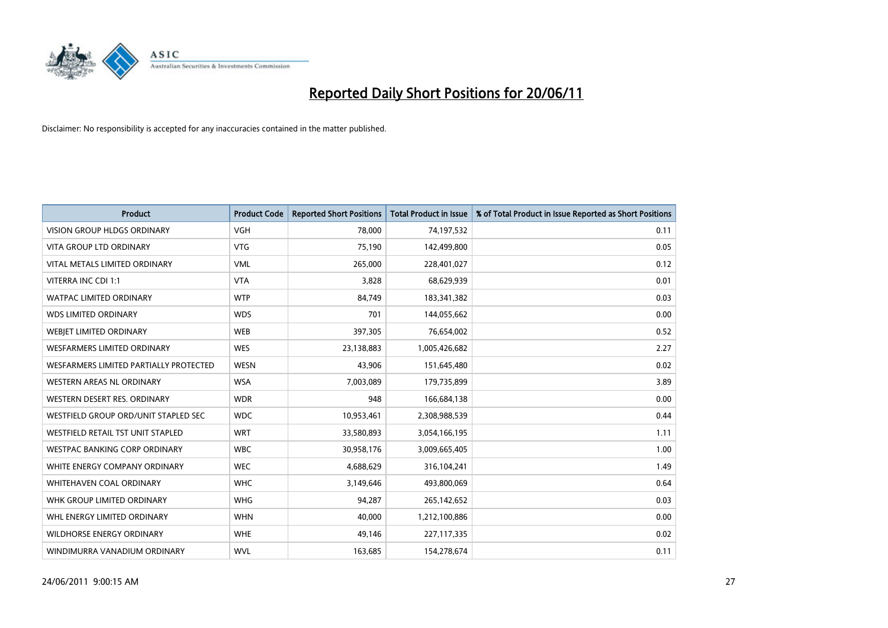# Reported Daily Short Positions for 20/06/11

Disclaimer: No responsibility is accepted for any inaccuracies contained in the matter published.

| Product | Product Code | Reported Short Positions | Total Product in Issue | % of Total Product in Issue Reported as Short Positions |
|---|---|---|---|---|
| VISION GROUP HLDGS ORDINARY | VGH | 78,000 | 74,197,532 | 0.11 |
| VITA GROUP LTD ORDINARY | VTG | 75,190 | 142,499,800 | 0.05 |
| VITAL METALS LIMITED ORDINARY | VML | 265,000 | 228,401,027 | 0.12 |
| VITERRA INC CDI 1:1 | VTA | 3,828 | 68,629,939 | 0.01 |
| WATPAC LIMITED ORDINARY | WTP | 84,749 | 183,341,382 | 0.03 |
| WDS LIMITED ORDINARY | WDS | 701 | 144,055,662 | 0.00 |
| WEBJET LIMITED ORDINARY | WEB | 397,305 | 76,654,002 | 0.52 |
| WESFARMERS LIMITED ORDINARY | WES | 23,138,883 | 1,005,426,682 | 2.27 |
| WESFARMERS LIMITED PARTIALLY PROTECTED | WESN | 43,906 | 151,645,480 | 0.02 |
| WESTERN AREAS NL ORDINARY | WSA | 7,003,089 | 179,735,899 | 3.89 |
| WESTERN DESERT RES. ORDINARY | WDR | 948 | 166,684,138 | 0.00 |
| WESTFIELD GROUP ORD/UNIT STAPLED SEC | WDC | 10,953,461 | 2,308,988,539 | 0.44 |
| WESTFIELD RETAIL TST UNIT STAPLED | WRT | 33,580,893 | 3,054,166,195 | 1.11 |
| WESTPAC BANKING CORP ORDINARY | WBC | 30,958,176 | 3,009,665,405 | 1.00 |
| WHITE ENERGY COMPANY ORDINARY | WEC | 4,688,629 | 316,104,241 | 1.49 |
| WHITEHAVEN COAL ORDINARY | WHC | 3,149,646 | 493,800,069 | 0.64 |
| WHK GROUP LIMITED ORDINARY | WHG | 94,287 | 265,142,652 | 0.03 |
| WHL ENERGY LIMITED ORDINARY | WHN | 40,000 | 1,212,100,886 | 0.00 |
| WILDHORSE ENERGY ORDINARY | WHE | 49,146 | 227,117,335 | 0.02 |
| WINDIMURRA VANADIUM ORDINARY | WVL | 163,685 | 154,278,674 | 0.11 |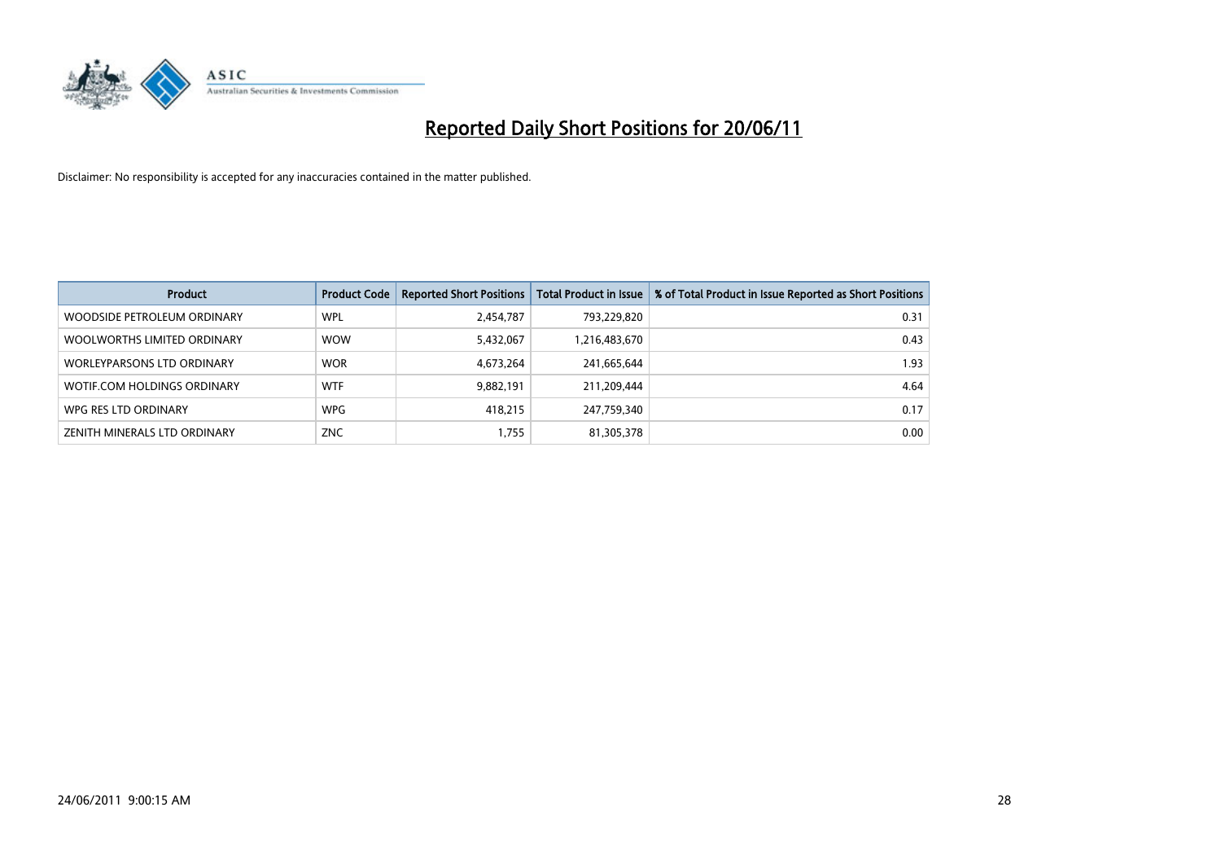# Reported Daily Short Positions for 20/06/11

Disclaimer: No responsibility is accepted for any inaccuracies contained in the matter published.

| Product | Product Code | Reported Short Positions | Total Product in Issue | % of Total Product in Issue Reported as Short Positions |
|---|---|---|---|---|
| WOODSIDE PETROLEUM ORDINARY | WPL | 2,454,787 | 793,229,820 | 0.31 |
| WOOLWORTHS LIMITED ORDINARY | WOW | 5,432,067 | 1,216,483,670 | 0.43 |
| WORLEYPARSONS LTD ORDINARY | WOR | 4,673,264 | 241,665,644 | 1.93 |
| WOTIF.COM HOLDINGS ORDINARY | WTF | 9,882,191 | 211,209,444 | 4.64 |
| WPG RES LTD ORDINARY | WPG | 418,215 | 247,759,340 | 0.17 |
| ZENITH MINERALS LTD ORDINARY | ZNC | 1,755 | 81,305,378 | 0.00 |

24/06/2011 9:00:15 AM